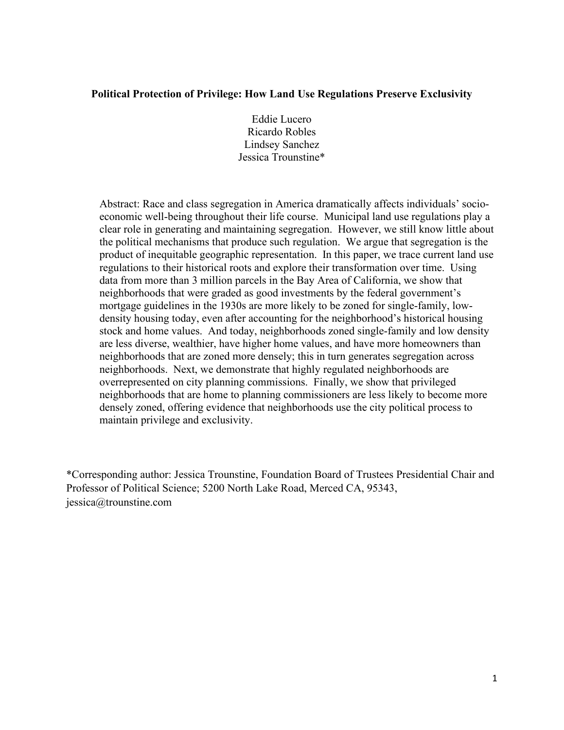# Political Protection of Privilege: How Land Use Regulations Preserve Exclusivity

Eddie Lucero
Ricardo Robles
Lindsey Sanchez
Jessica Trounstine*

Abstract: Race and class segregation in America dramatically affects individuals' socio-economic well-being throughout their life course. Municipal land use regulations play a clear role in generating and maintaining segregation. However, we still know little about the political mechanisms that produce such regulation. We argue that segregation is the product of inequitable geographic representation. In this paper, we trace current land use regulations to their historical roots and explore their transformation over time. Using data from more than 3 million parcels in the Bay Area of California, we show that neighborhoods that were graded as good investments by the federal government's mortgage guidelines in the 1930s are more likely to be zoned for single-family, low-density housing today, even after accounting for the neighborhood's historical housing stock and home values. And today, neighborhoods zoned single-family and low density are less diverse, wealthier, have higher home values, and have more homeowners than neighborhoods that are zoned more densely; this in turn generates segregation across neighborhoods. Next, we demonstrate that highly regulated neighborhoods are overrepresented on city planning commissions. Finally, we show that privileged neighborhoods that are home to planning commissioners are less likely to become more densely zoned, offering evidence that neighborhoods use the city political process to maintain privilege and exclusivity.

*Corresponding author: Jessica Trounstine, Foundation Board of Trustees Presidential Chair and Professor of Political Science; 5200 North Lake Road, Merced CA, 95343, jessica@trounstine.com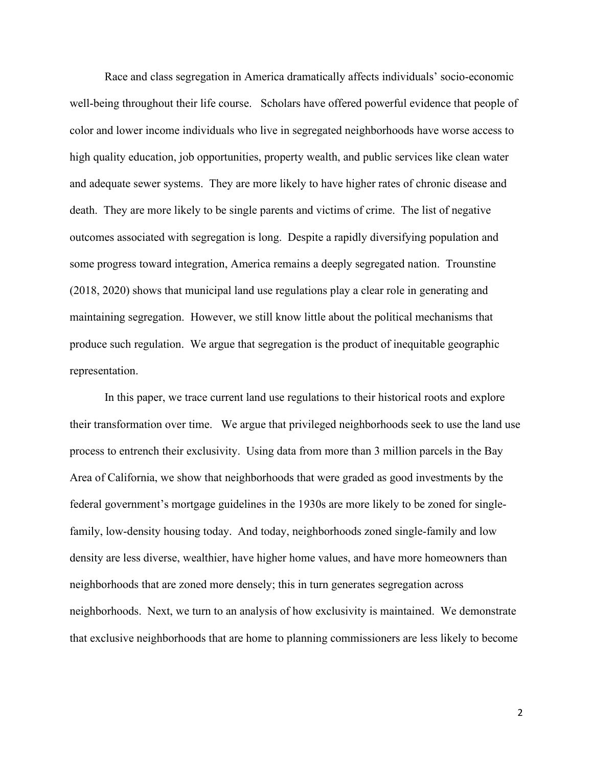Race and class segregation in America dramatically affects individuals' socio-economic well-being throughout their life course. Scholars have offered powerful evidence that people of color and lower income individuals who live in segregated neighborhoods have worse access to high quality education, job opportunities, property wealth, and public services like clean water and adequate sewer systems. They are more likely to have higher rates of chronic disease and death. They are more likely to be single parents and victims of crime. The list of negative outcomes associated with segregation is long. Despite a rapidly diversifying population and some progress toward integration, America remains a deeply segregated nation. Trounstine (2018, 2020) shows that municipal land use regulations play a clear role in generating and maintaining segregation. However, we still know little about the political mechanisms that produce such regulation. We argue that segregation is the product of inequitable geographic representation.

In this paper, we trace current land use regulations to their historical roots and explore their transformation over time. We argue that privileged neighborhoods seek to use the land use process to entrench their exclusivity. Using data from more than 3 million parcels in the Bay Area of California, we show that neighborhoods that were graded as good investments by the federal government's mortgage guidelines in the 1930s are more likely to be zoned for single-family, low-density housing today. And today, neighborhoods zoned single-family and low density are less diverse, wealthier, have higher home values, and have more homeowners than neighborhoods that are zoned more densely; this in turn generates segregation across neighborhoods. Next, we turn to an analysis of how exclusivity is maintained. We demonstrate that exclusive neighborhoods that are home to planning commissioners are less likely to become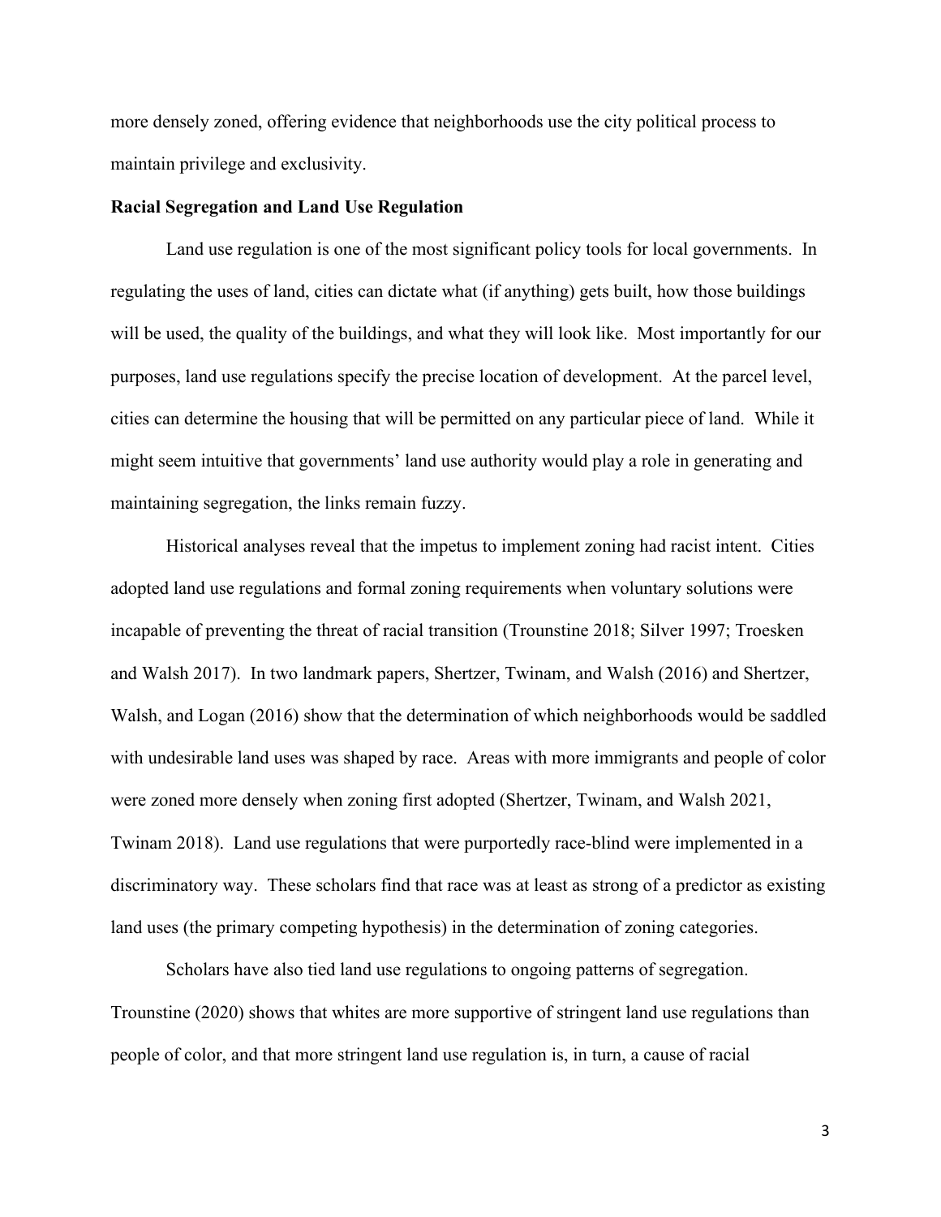more densely zoned, offering evidence that neighborhoods use the city political process to maintain privilege and exclusivity.

**Racial Segregation and Land Use Regulation**

Land use regulation is one of the most significant policy tools for local governments. In regulating the uses of land, cities can dictate what (if anything) gets built, how those buildings will be used, the quality of the buildings, and what they will look like. Most importantly for our purposes, land use regulations specify the precise location of development. At the parcel level, cities can determine the housing that will be permitted on any particular piece of land. While it might seem intuitive that governments' land use authority would play a role in generating and maintaining segregation, the links remain fuzzy.

Historical analyses reveal that the impetus to implement zoning had racist intent. Cities adopted land use regulations and formal zoning requirements when voluntary solutions were incapable of preventing the threat of racial transition (Trounstine 2018; Silver 1997; Troesken and Walsh 2017). In two landmark papers, Shertzer, Twinam, and Walsh (2016) and Shertzer, Walsh, and Logan (2016) show that the determination of which neighborhoods would be saddled with undesirable land uses was shaped by race. Areas with more immigrants and people of color were zoned more densely when zoning first adopted (Shertzer, Twinam, and Walsh 2021, Twinam 2018). Land use regulations that were purportedly race-blind were implemented in a discriminatory way. These scholars find that race was at least as strong of a predictor as existing land uses (the primary competing hypothesis) in the determination of zoning categories.

Scholars have also tied land use regulations to ongoing patterns of segregation. Trounstine (2020) shows that whites are more supportive of stringent land use regulations than people of color, and that more stringent land use regulation is, in turn, a cause of racial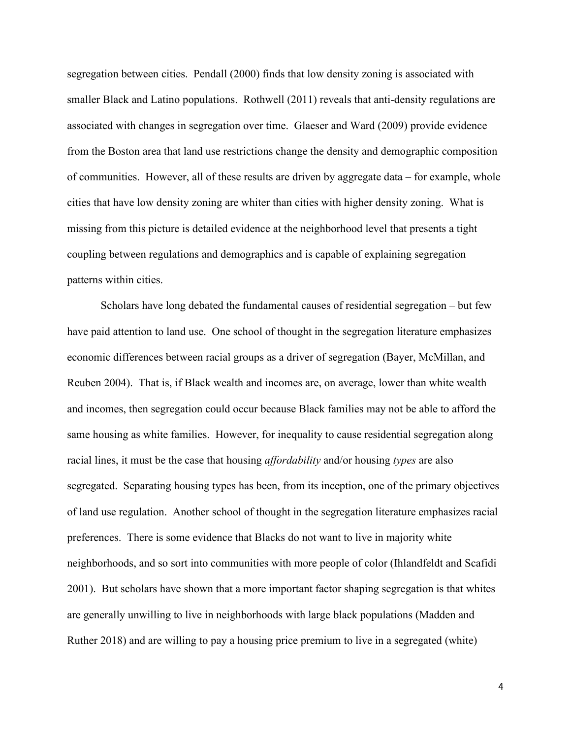segregation between cities. Pendall (2000) finds that low density zoning is associated with smaller Black and Latino populations. Rothwell (2011) reveals that anti-density regulations are associated with changes in segregation over time. Glaeser and Ward (2009) provide evidence from the Boston area that land use restrictions change the density and demographic composition of communities. However, all of these results are driven by aggregate data – for example, whole cities that have low density zoning are whiter than cities with higher density zoning. What is missing from this picture is detailed evidence at the neighborhood level that presents a tight coupling between regulations and demographics and is capable of explaining segregation patterns within cities.

Scholars have long debated the fundamental causes of residential segregation – but few have paid attention to land use. One school of thought in the segregation literature emphasizes economic differences between racial groups as a driver of segregation (Bayer, McMillan, and Reuben 2004). That is, if Black wealth and incomes are, on average, lower than white wealth and incomes, then segregation could occur because Black families may not be able to afford the same housing as white families. However, for inequality to cause residential segregation along racial lines, it must be the case that housing *affordability* and/or housing *types* are also segregated. Separating housing types has been, from its inception, one of the primary objectives of land use regulation. Another school of thought in the segregation literature emphasizes racial preferences. There is some evidence that Blacks do not want to live in majority white neighborhoods, and so sort into communities with more people of color (Ihlandfeldt and Scafidi 2001). But scholars have shown that a more important factor shaping segregation is that whites are generally unwilling to live in neighborhoods with large black populations (Madden and Ruther 2018) and are willing to pay a housing price premium to live in a segregated (white)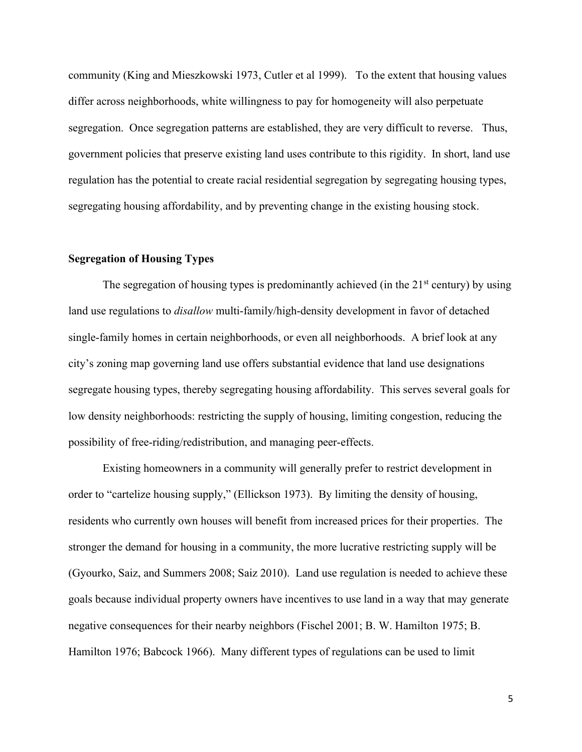community (King and Mieszkowski 1973, Cutler et al 1999). To the extent that housing values differ across neighborhoods, white willingness to pay for homogeneity will also perpetuate segregation. Once segregation patterns are established, they are very difficult to reverse. Thus, government policies that preserve existing land uses contribute to this rigidity. In short, land use regulation has the potential to create racial residential segregation by segregating housing types, segregating housing affordability, and by preventing change in the existing housing stock.

## Segregation of Housing Types

The segregation of housing types is predominantly achieved (in the 21st century) by using land use regulations to *disallow* multi-family/high-density development in favor of detached single-family homes in certain neighborhoods, or even all neighborhoods. A brief look at any city's zoning map governing land use offers substantial evidence that land use designations segregate housing types, thereby segregating housing affordability. This serves several goals for low density neighborhoods: restricting the supply of housing, limiting congestion, reducing the possibility of free-riding/redistribution, and managing peer-effects.

Existing homeowners in a community will generally prefer to restrict development in order to "cartelize housing supply," (Ellickson 1973). By limiting the density of housing, residents who currently own houses will benefit from increased prices for their properties. The stronger the demand for housing in a community, the more lucrative restricting supply will be (Gyourko, Saiz, and Summers 2008; Saiz 2010). Land use regulation is needed to achieve these goals because individual property owners have incentives to use land in a way that may generate negative consequences for their nearby neighbors (Fischel 2001; B. W. Hamilton 1975; B. Hamilton 1976; Babcock 1966). Many different types of regulations can be used to limit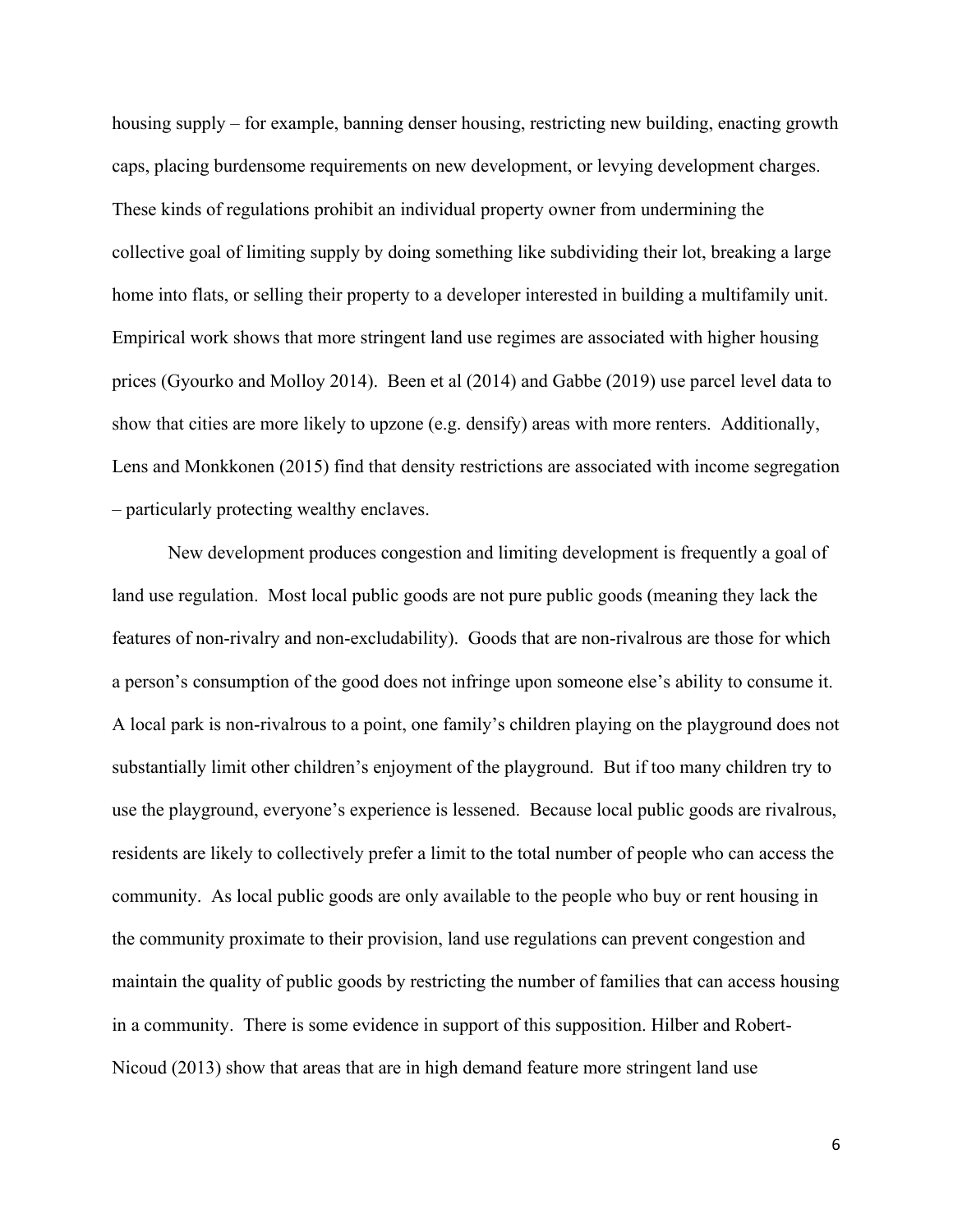housing supply – for example, banning denser housing, restricting new building, enacting growth caps, placing burdensome requirements on new development, or levying development charges. These kinds of regulations prohibit an individual property owner from undermining the collective goal of limiting supply by doing something like subdividing their lot, breaking a large home into flats, or selling their property to a developer interested in building a multifamily unit. Empirical work shows that more stringent land use regimes are associated with higher housing prices (Gyourko and Molloy 2014). Been et al (2014) and Gabbe (2019) use parcel level data to show that cities are more likely to upzone (e.g. densify) areas with more renters. Additionally, Lens and Monkkonen (2015) find that density restrictions are associated with income segregation – particularly protecting wealthy enclaves.

New development produces congestion and limiting development is frequently a goal of land use regulation. Most local public goods are not pure public goods (meaning they lack the features of non-rivalry and non-excludability). Goods that are non-rivalrous are those for which a person's consumption of the good does not infringe upon someone else's ability to consume it. A local park is non-rivalrous to a point, one family's children playing on the playground does not substantially limit other children's enjoyment of the playground. But if too many children try to use the playground, everyone's experience is lessened. Because local public goods are rivalrous, residents are likely to collectively prefer a limit to the total number of people who can access the community. As local public goods are only available to the people who buy or rent housing in the community proximate to their provision, land use regulations can prevent congestion and maintain the quality of public goods by restricting the number of families that can access housing in a community. There is some evidence in support of this supposition. Hilber and Robert-Nicoud (2013) show that areas that are in high demand feature more stringent land use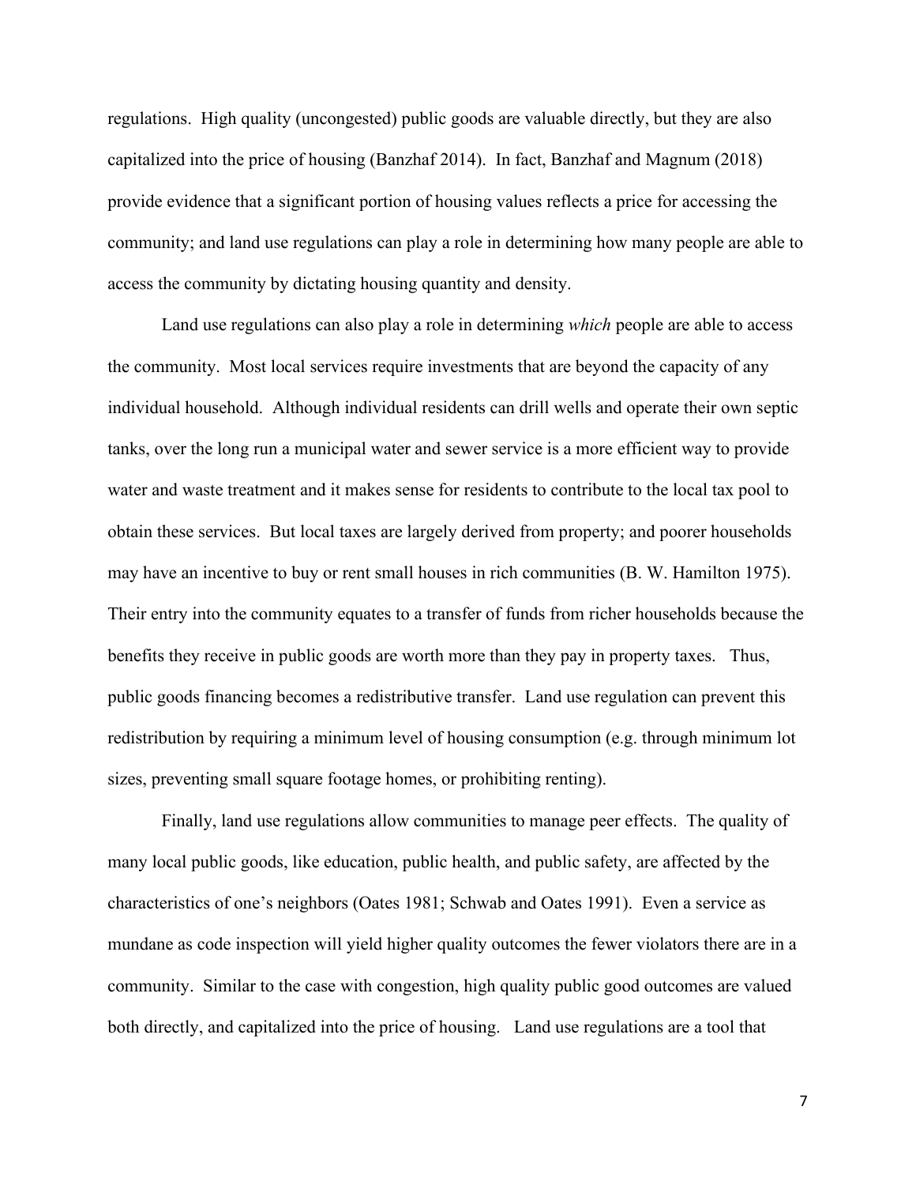regulations. High quality (uncongested) public goods are valuable directly, but they are also capitalized into the price of housing (Banzhaf 2014). In fact, Banzhaf and Magnum (2018) provide evidence that a significant portion of housing values reflects a price for accessing the community; and land use regulations can play a role in determining how many people are able to access the community by dictating housing quantity and density.

Land use regulations can also play a role in determining *which* people are able to access the community. Most local services require investments that are beyond the capacity of any individual household. Although individual residents can drill wells and operate their own septic tanks, over the long run a municipal water and sewer service is a more efficient way to provide water and waste treatment and it makes sense for residents to contribute to the local tax pool to obtain these services. But local taxes are largely derived from property; and poorer households may have an incentive to buy or rent small houses in rich communities (B. W. Hamilton 1975). Their entry into the community equates to a transfer of funds from richer households because the benefits they receive in public goods are worth more than they pay in property taxes. Thus, public goods financing becomes a redistributive transfer. Land use regulation can prevent this redistribution by requiring a minimum level of housing consumption (e.g. through minimum lot sizes, preventing small square footage homes, or prohibiting renting).

Finally, land use regulations allow communities to manage peer effects. The quality of many local public goods, like education, public health, and public safety, are affected by the characteristics of one's neighbors (Oates 1981; Schwab and Oates 1991). Even a service as mundane as code inspection will yield higher quality outcomes the fewer violators there are in a community. Similar to the case with congestion, high quality public good outcomes are valued both directly, and capitalized into the price of housing. Land use regulations are a tool that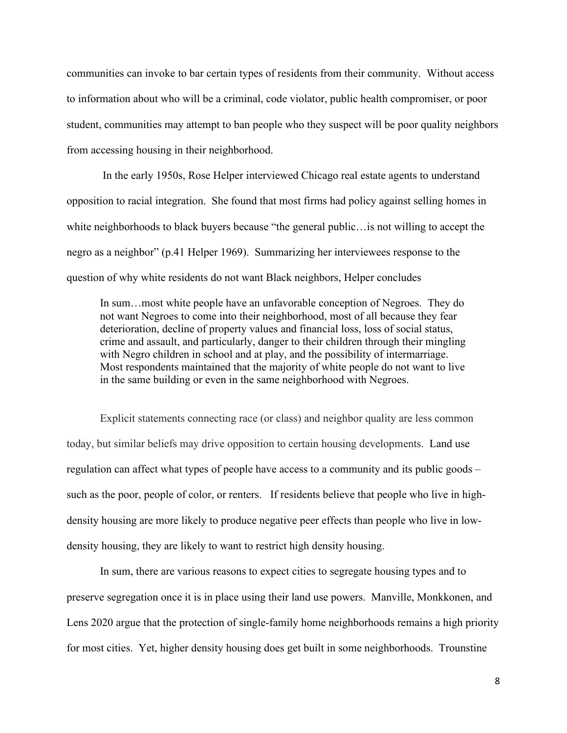communities can invoke to bar certain types of residents from their community. Without access to information about who will be a criminal, code violator, public health compromiser, or poor student, communities may attempt to ban people who they suspect will be poor quality neighbors from accessing housing in their neighborhood.

In the early 1950s, Rose Helper interviewed Chicago real estate agents to understand opposition to racial integration. She found that most firms had policy against selling homes in white neighborhoods to black buyers because "the general public…is not willing to accept the negro as a neighbor" (p.41 Helper 1969). Summarizing her interviewees response to the question of why white residents do not want Black neighbors, Helper concludes

> In sum…most white people have an unfavorable conception of Negroes. They do not want Negroes to come into their neighborhood, most of all because they fear deterioration, decline of property values and financial loss, loss of social status, crime and assault, and particularly, danger to their children through their mingling with Negro children in school and at play, and the possibility of intermarriage. Most respondents maintained that the majority of white people do not want to live in the same building or even in the same neighborhood with Negroes.

Explicit statements connecting race (or class) and neighbor quality are less common today, but similar beliefs may drive opposition to certain housing developments. Land use regulation can affect what types of people have access to a community and its public goods – such as the poor, people of color, or renters. If residents believe that people who live in high-density housing are more likely to produce negative peer effects than people who live in low-density housing, they are likely to want to restrict high density housing.

In sum, there are various reasons to expect cities to segregate housing types and to preserve segregation once it is in place using their land use powers. Manville, Monkkonen, and Lens 2020 argue that the protection of single-family home neighborhoods remains a high priority for most cities. Yet, higher density housing does get built in some neighborhoods. Trounstine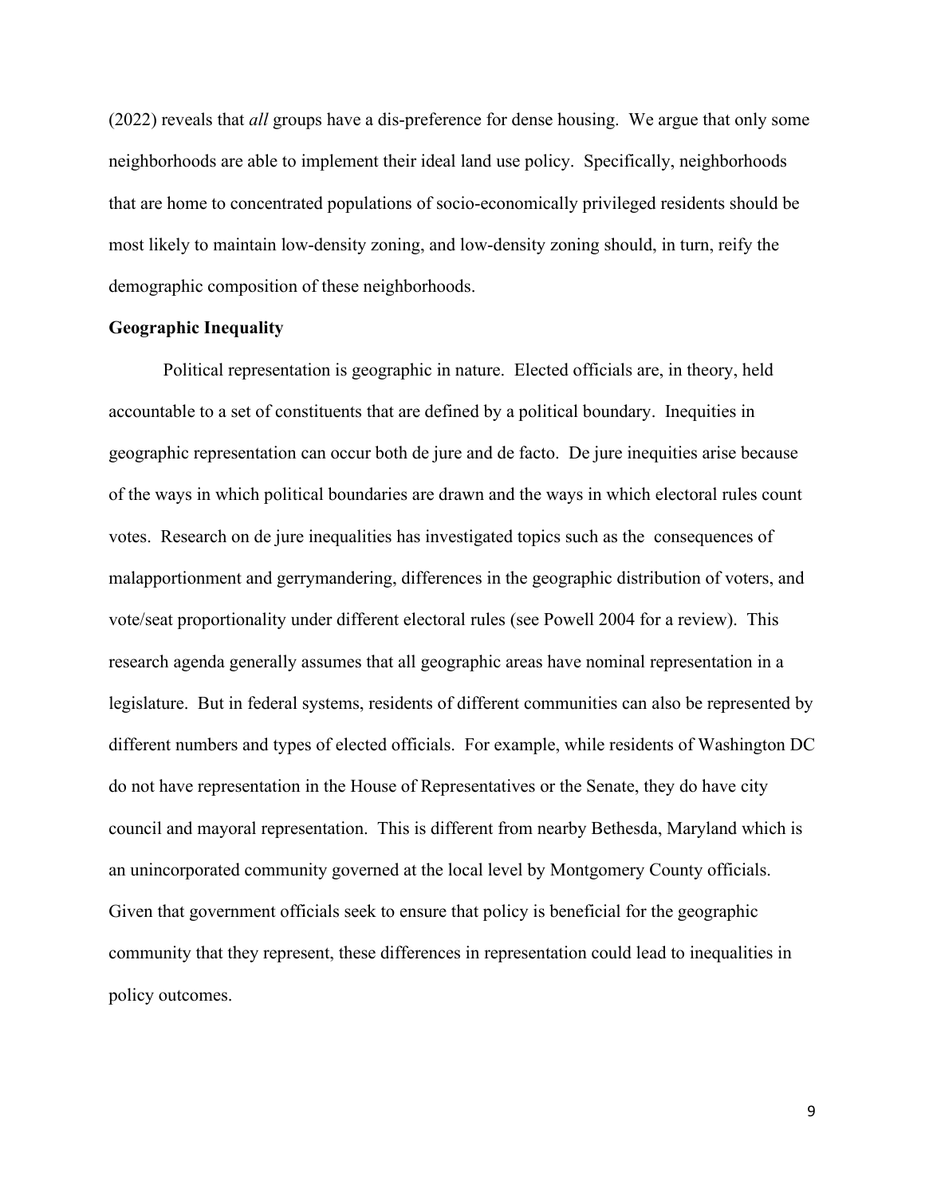(2022) reveals that *all* groups have a dis-preference for dense housing. We argue that only some neighborhoods are able to implement their ideal land use policy. Specifically, neighborhoods that are home to concentrated populations of socio-economically privileged residents should be most likely to maintain low-density zoning, and low-density zoning should, in turn, reify the demographic composition of these neighborhoods.

**Geographic Inequality**

Political representation is geographic in nature. Elected officials are, in theory, held accountable to a set of constituents that are defined by a political boundary. Inequities in geographic representation can occur both de jure and de facto. De jure inequities arise because of the ways in which political boundaries are drawn and the ways in which electoral rules count votes. Research on de jure inequalities has investigated topics such as the consequences of malapportionment and gerrymandering, differences in the geographic distribution of voters, and vote/seat proportionality under different electoral rules (see Powell 2004 for a review). This research agenda generally assumes that all geographic areas have nominal representation in a legislature. But in federal systems, residents of different communities can also be represented by different numbers and types of elected officials. For example, while residents of Washington DC do not have representation in the House of Representatives or the Senate, they do have city council and mayoral representation. This is different from nearby Bethesda, Maryland which is an unincorporated community governed at the local level by Montgomery County officials. Given that government officials seek to ensure that policy is beneficial for the geographic community that they represent, these differences in representation could lead to inequalities in policy outcomes.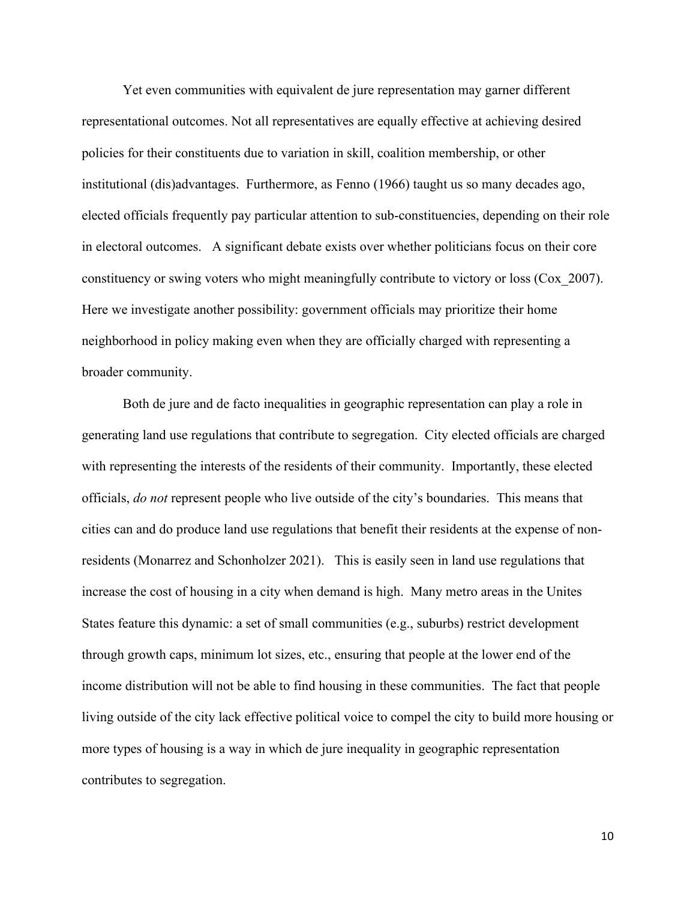Yet even communities with equivalent de jure representation may garner different representational outcomes. Not all representatives are equally effective at achieving desired policies for their constituents due to variation in skill, coalition membership, or other institutional (dis)advantages. Furthermore, as Fenno (1966) taught us so many decades ago, elected officials frequently pay particular attention to sub-constituencies, depending on their role in electoral outcomes. A significant debate exists over whether politicians focus on their core constituency or swing voters who might meaningfully contribute to victory or loss (Cox_2007). Here we investigate another possibility: government officials may prioritize their home neighborhood in policy making even when they are officially charged with representing a broader community.

Both de jure and de facto inequalities in geographic representation can play a role in generating land use regulations that contribute to segregation. City elected officials are charged with representing the interests of the residents of their community. Importantly, these elected officials, *do not* represent people who live outside of the city's boundaries. This means that cities can and do produce land use regulations that benefit their residents at the expense of non-residents (Monarrez and Schonholzer 2021). This is easily seen in land use regulations that increase the cost of housing in a city when demand is high. Many metro areas in the Unites States feature this dynamic: a set of small communities (e.g., suburbs) restrict development through growth caps, minimum lot sizes, etc., ensuring that people at the lower end of the income distribution will not be able to find housing in these communities. The fact that people living outside of the city lack effective political voice to compel the city to build more housing or more types of housing is a way in which de jure inequality in geographic representation contributes to segregation.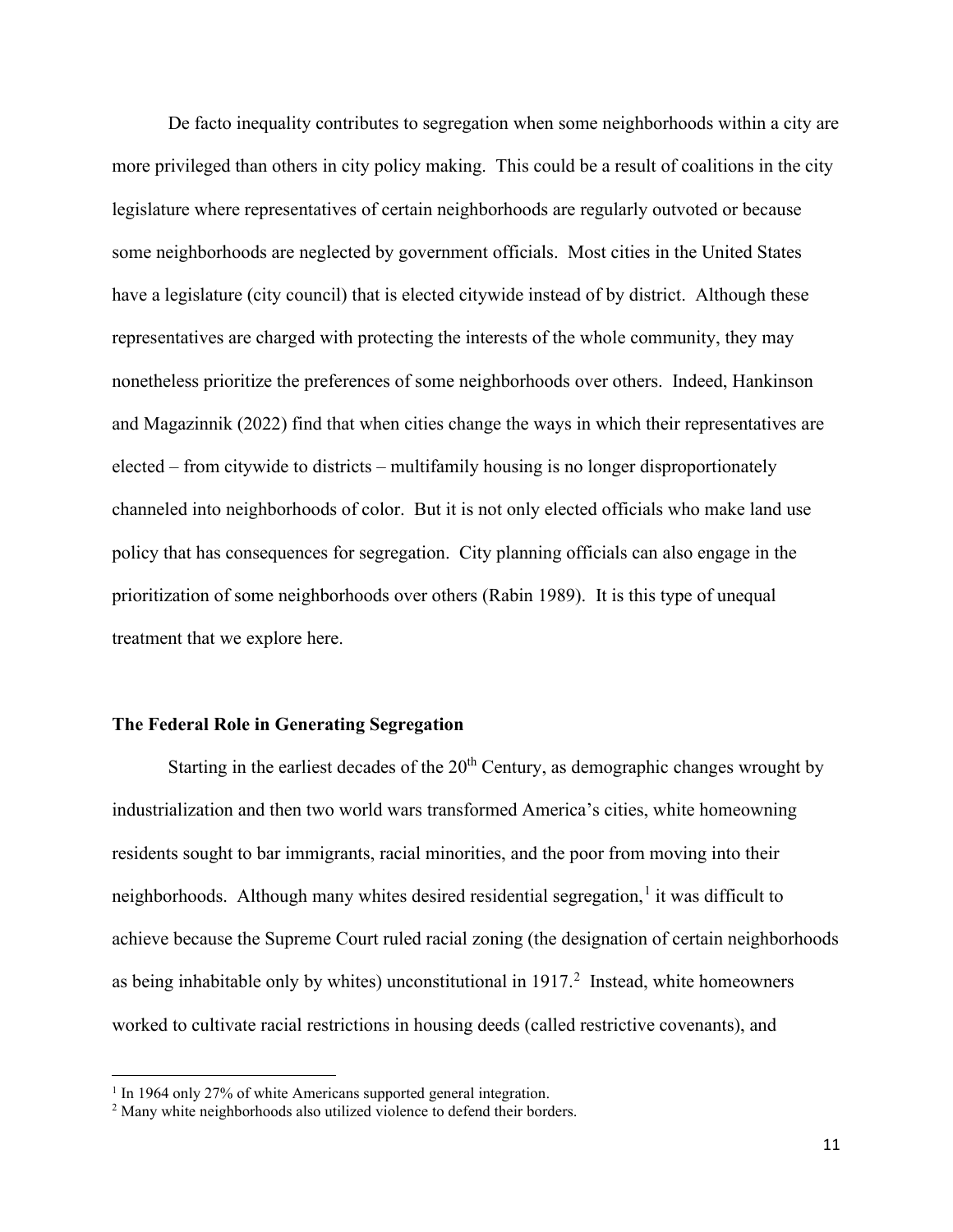De facto inequality contributes to segregation when some neighborhoods within a city are more privileged than others in city policy making. This could be a result of coalitions in the city legislature where representatives of certain neighborhoods are regularly outvoted or because some neighborhoods are neglected by government officials. Most cities in the United States have a legislature (city council) that is elected citywide instead of by district. Although these representatives are charged with protecting the interests of the whole community, they may nonetheless prioritize the preferences of some neighborhoods over others. Indeed, Hankinson and Magazinnik (2022) find that when cities change the ways in which their representatives are elected – from citywide to districts – multifamily housing is no longer disproportionately channeled into neighborhoods of color. But it is not only elected officials who make land use policy that has consequences for segregation. City planning officials can also engage in the prioritization of some neighborhoods over others (Rabin 1989). It is this type of unequal treatment that we explore here.

## The Federal Role in Generating Segregation

Starting in the earliest decades of the 20th Century, as demographic changes wrought by industrialization and then two world wars transformed America's cities, white homeowning residents sought to bar immigrants, racial minorities, and the poor from moving into their neighborhoods. Although many whites desired residential segregation,[1] it was difficult to achieve because the Supreme Court ruled racial zoning (the designation of certain neighborhoods as being inhabitable only by whites) unconstitutional in 1917.[2] Instead, white homeowners worked to cultivate racial restrictions in housing deeds (called restrictive covenants), and

[1] In 1964 only 27% of white Americans supported general integration.

[2] Many white neighborhoods also utilized violence to defend their borders.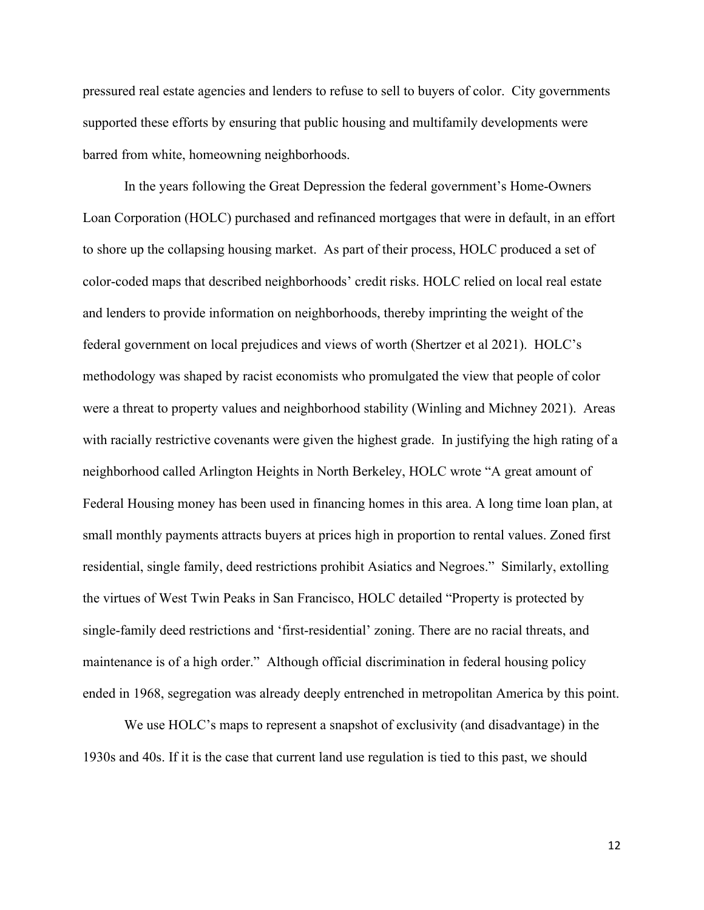pressured real estate agencies and lenders to refuse to sell to buyers of color. City governments supported these efforts by ensuring that public housing and multifamily developments were barred from white, homeowning neighborhoods.

In the years following the Great Depression the federal government's Home-Owners Loan Corporation (HOLC) purchased and refinanced mortgages that were in default, in an effort to shore up the collapsing housing market. As part of their process, HOLC produced a set of color-coded maps that described neighborhoods' credit risks. HOLC relied on local real estate and lenders to provide information on neighborhoods, thereby imprinting the weight of the federal government on local prejudices and views of worth (Shertzer et al 2021). HOLC's methodology was shaped by racist economists who promulgated the view that people of color were a threat to property values and neighborhood stability (Winling and Michney 2021). Areas with racially restrictive covenants were given the highest grade. In justifying the high rating of a neighborhood called Arlington Heights in North Berkeley, HOLC wrote "A great amount of Federal Housing money has been used in financing homes in this area. A long time loan plan, at small monthly payments attracts buyers at prices high in proportion to rental values. Zoned first residential, single family, deed restrictions prohibit Asiatics and Negroes." Similarly, extolling the virtues of West Twin Peaks in San Francisco, HOLC detailed "Property is protected by single-family deed restrictions and 'first-residential' zoning. There are no racial threats, and maintenance is of a high order." Although official discrimination in federal housing policy ended in 1968, segregation was already deeply entrenched in metropolitan America by this point.

We use HOLC's maps to represent a snapshot of exclusivity (and disadvantage) in the 1930s and 40s. If it is the case that current land use regulation is tied to this past, we should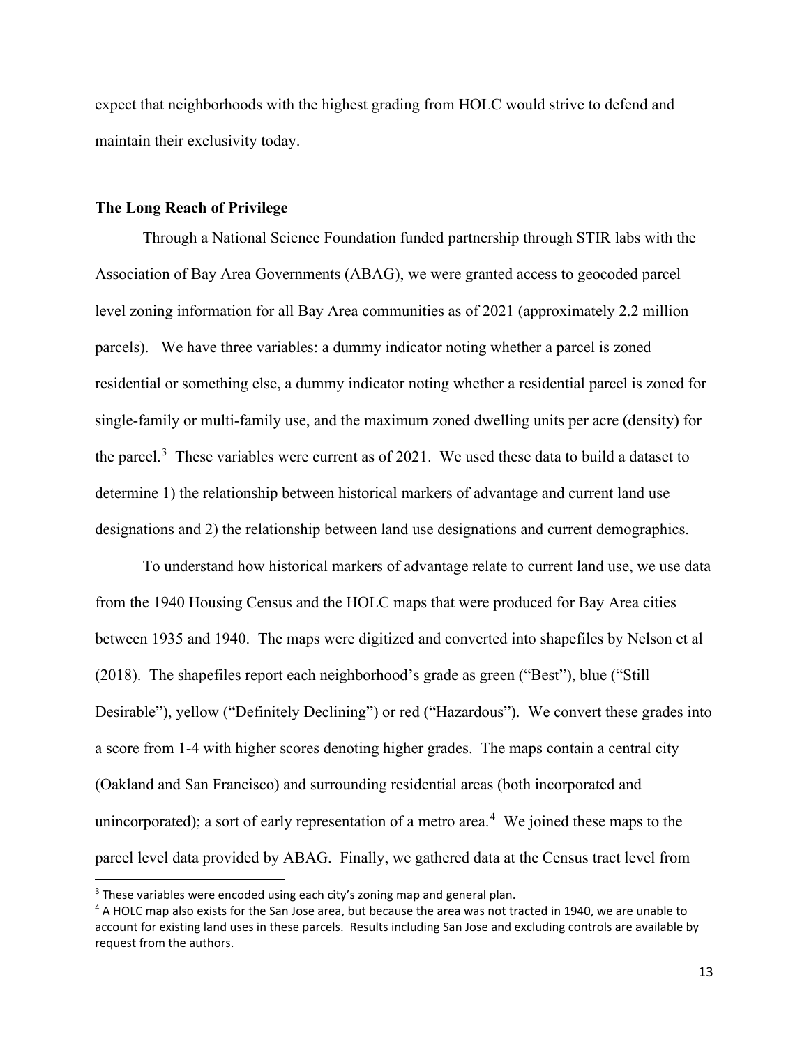expect that neighborhoods with the highest grading from HOLC would strive to defend and maintain their exclusivity today.

**The Long Reach of Privilege**

Through a National Science Foundation funded partnership through STIR labs with the Association of Bay Area Governments (ABAG), we were granted access to geocoded parcel level zoning information for all Bay Area communities as of 2021 (approximately 2.2 million parcels). We have three variables: a dummy indicator noting whether a parcel is zoned residential or something else, a dummy indicator noting whether a residential parcel is zoned for single-family or multi-family use, and the maximum zoned dwelling units per acre (density) for the parcel.[3] These variables were current as of 2021. We used these data to build a dataset to determine 1) the relationship between historical markers of advantage and current land use designations and 2) the relationship between land use designations and current demographics.

To understand how historical markers of advantage relate to current land use, we use data from the 1940 Housing Census and the HOLC maps that were produced for Bay Area cities between 1935 and 1940. The maps were digitized and converted into shapefiles by Nelson et al (2018). The shapefiles report each neighborhood's grade as green ("Best"), blue ("Still Desirable"), yellow ("Definitely Declining") or red ("Hazardous"). We convert these grades into a score from 1-4 with higher scores denoting higher grades. The maps contain a central city (Oakland and San Francisco) and surrounding residential areas (both incorporated and unincorporated); a sort of early representation of a metro area.[4] We joined these maps to the parcel level data provided by ABAG. Finally, we gathered data at the Census tract level from

[3] These variables were encoded using each city's zoning map and general plan.

[4] A HOLC map also exists for the San Jose area, but because the area was not tracted in 1940, we are unable to account for existing land uses in these parcels. Results including San Jose and excluding controls are available by request from the authors.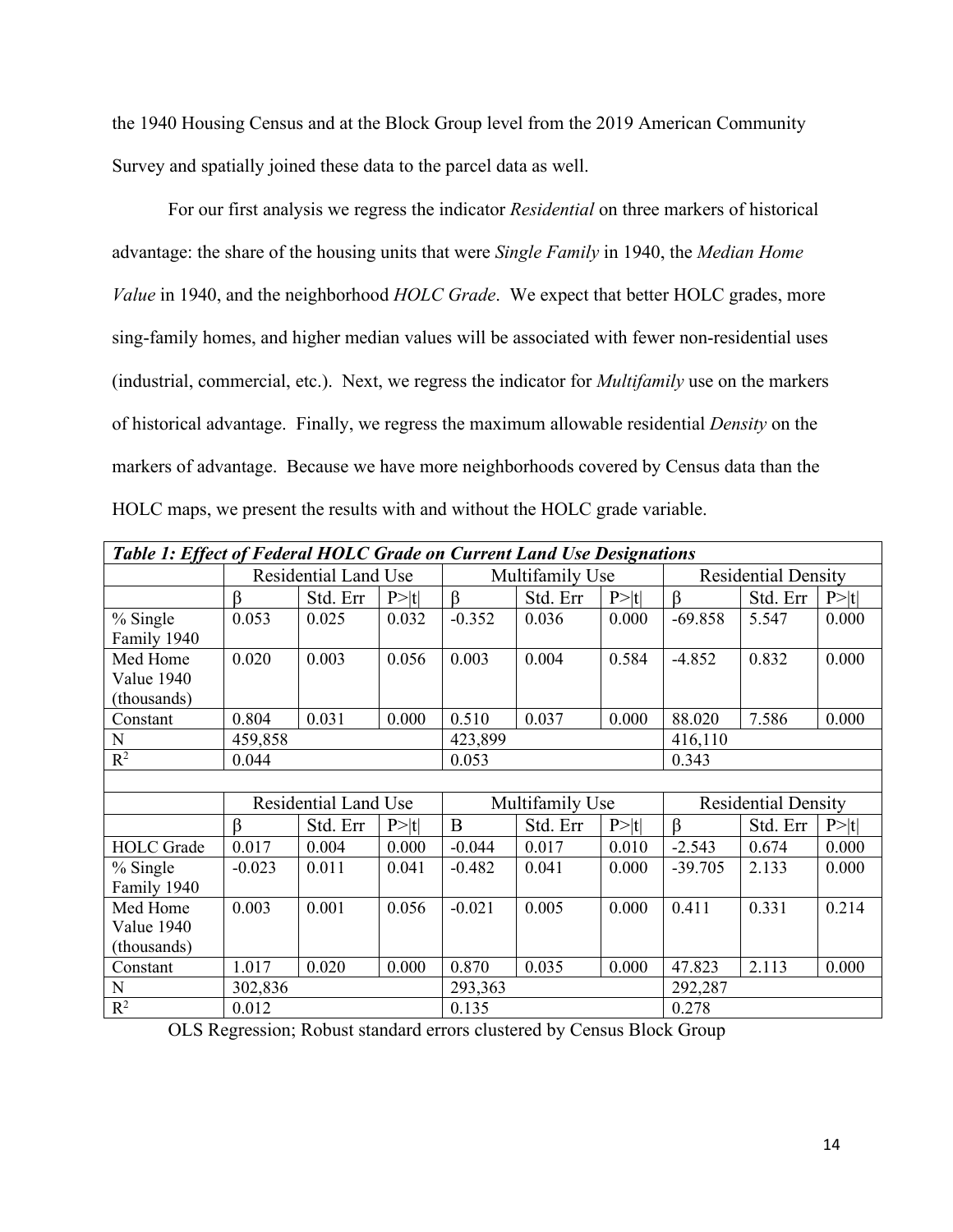the 1940 Housing Census and at the Block Group level from the 2019 American Community Survey and spatially joined these data to the parcel data as well.

For our first analysis we regress the indicator *Residential* on three markers of historical advantage: the share of the housing units that were *Single Family* in 1940, the *Median Home Value* in 1940, and the neighborhood *HOLC Grade*. We expect that better HOLC grades, more sing-family homes, and higher median values will be associated with fewer non-residential uses (industrial, commercial, etc.). Next, we regress the indicator for *Multifamily* use on the markers of historical advantage. Finally, we regress the maximum allowable residential *Density* on the markers of advantage. Because we have more neighborhoods covered by Census data than the HOLC maps, we present the results with and without the HOLC grade variable.

| ***Table 1: Effect of Federal HOLC Grade on Current Land Use Designations*** | | | | | | | | | |
|---|---|---|---|---|---|---|---|---|---|
| | Residential Land Use | | | Multifamily Use | | | Residential Density | | |
| | β | Std. Err | P>\|t\| | β | Std. Err | P>\|t\| | β | Std. Err | P>\|t\| |
| % Single Family 1940 | 0.053 | 0.025 | 0.032 | -0.352 | 0.036 | 0.000 | -69.858 | 5.547 | 0.000 |
| Med Home Value 1940 (thousands) | 0.020 | 0.003 | 0.056 | 0.003 | 0.004 | 0.584 | -4.852 | 0.832 | 0.000 |
| Constant | 0.804 | 0.031 | 0.000 | 0.510 | 0.037 | 0.000 | 88.020 | 7.586 | 0.000 |
| N | 459,858 | | | 423,899 | | | 416,110 | | |
| $R^2$ | 0.044 | | | 0.053 | | | 0.343 | | |
| | | | | | | | | | |
| | Residential Land Use | | | Multifamily Use | | | Residential Density | | |
| | β | Std. Err | P>\|t\| | Β | Std. Err | P>\|t\| | β | Std. Err | P>\|t\| |
| HOLC Grade | 0.017 | 0.004 | 0.000 | -0.044 | 0.017 | 0.010 | -2.543 | 0.674 | 0.000 |
| % Single Family 1940 | -0.023 | 0.011 | 0.041 | -0.482 | 0.041 | 0.000 | -39.705 | 2.133 | 0.000 |
| Med Home Value 1940 (thousands) | 0.003 | 0.001 | 0.056 | -0.021 | 0.005 | 0.000 | 0.411 | 0.331 | 0.214 |
| Constant | 1.017 | 0.020 | 0.000 | 0.870 | 0.035 | 0.000 | 47.823 | 2.113 | 0.000 |
| N | 302,836 | | | 293,363 | | | 292,287 | | |
| $R^2$ | 0.012 | | | 0.135 | | | 0.278 | | |

OLS Regression; Robust standard errors clustered by Census Block Group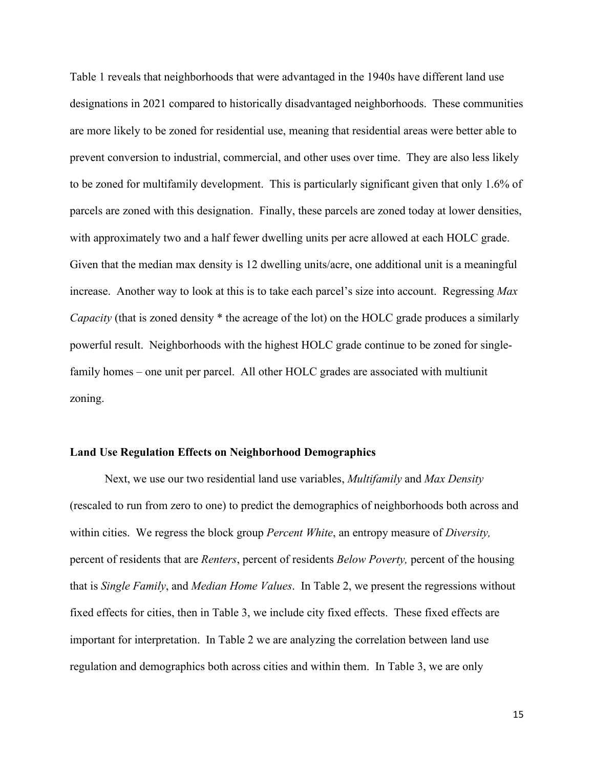Table 1 reveals that neighborhoods that were advantaged in the 1940s have different land use designations in 2021 compared to historically disadvantaged neighborhoods. These communities are more likely to be zoned for residential use, meaning that residential areas were better able to prevent conversion to industrial, commercial, and other uses over time. They are also less likely to be zoned for multifamily development. This is particularly significant given that only 1.6% of parcels are zoned with this designation. Finally, these parcels are zoned today at lower densities, with approximately two and a half fewer dwelling units per acre allowed at each HOLC grade. Given that the median max density is 12 dwelling units/acre, one additional unit is a meaningful increase. Another way to look at this is to take each parcel's size into account. Regressing *Max Capacity* (that is zoned density * the acreage of the lot) on the HOLC grade produces a similarly powerful result. Neighborhoods with the highest HOLC grade continue to be zoned for single-family homes – one unit per parcel. All other HOLC grades are associated with multiunit zoning.

### Land Use Regulation Effects on Neighborhood Demographics

Next, we use our two residential land use variables, *Multifamily* and *Max Density* (rescaled to run from zero to one) to predict the demographics of neighborhoods both across and within cities. We regress the block group *Percent White*, an entropy measure of *Diversity,* percent of residents that are *Renters*, percent of residents *Below Poverty,* percent of the housing that is *Single Family*, and *Median Home Values*. In Table 2, we present the regressions without fixed effects for cities, then in Table 3, we include city fixed effects. These fixed effects are important for interpretation. In Table 2 we are analyzing the correlation between land use regulation and demographics both across cities and within them. In Table 3, we are only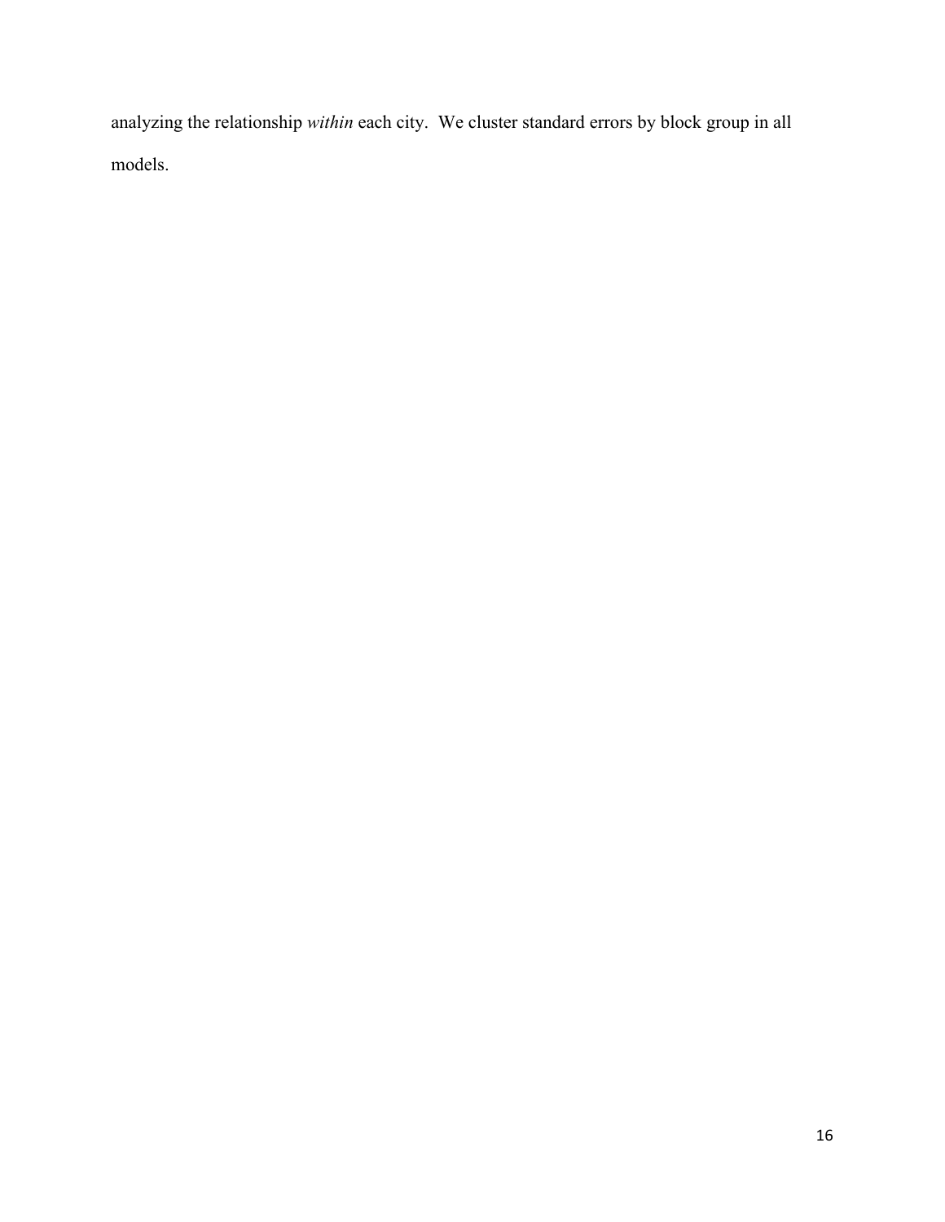analyzing the relationship *within* each city.  We cluster standard errors by block group in all models.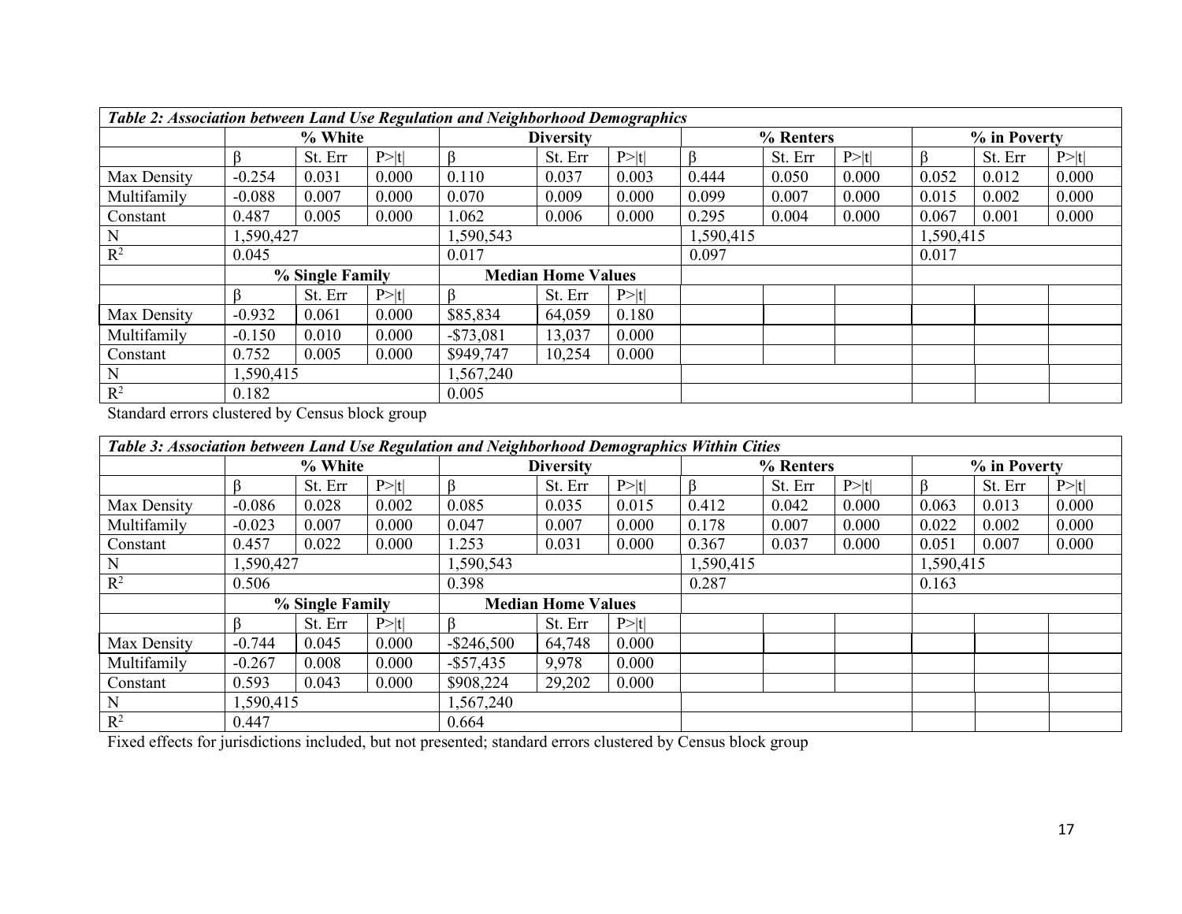| *Table 2: Association between Land Use Regulation and Neighborhood Demographics* | | | | | | | | | | | | |
|---|---|---|---|---|---|---|---|---|---|---|---|---|
| | **% White** | | | **Diversity** | | | **% Renters** | | | **% in Poverty** | | |
| | β | St. Err | P>\|t\| | β | St. Err | P>\|t\| | β | St. Err | P>\|t\| | β | St. Err | P>\|t\| |
| Max Density | -0.254 | 0.031 | 0.000 | 0.110 | 0.037 | 0.003 | 0.444 | 0.050 | 0.000 | 0.052 | 0.012 | 0.000 |
| Multifamily | -0.088 | 0.007 | 0.000 | 0.070 | 0.009 | 0.000 | 0.099 | 0.007 | 0.000 | 0.015 | 0.002 | 0.000 |
| Constant | 0.487 | 0.005 | 0.000 | 1.062 | 0.006 | 0.000 | 0.295 | 0.004 | 0.000 | 0.067 | 0.001 | 0.000 |
| N | 1,590,427 | | | 1,590,543 | | | 1,590,415 | | | 1,590,415 | | |
| $R^2$ | 0.045 | | | 0.017 | | | 0.097 | | | 0.017 | | |
| | **% Single Family** | | | **Median Home Values** | | | | | | | | |
| | β | St. Err | P>\|t\| | β | St. Err | P>\|t\| | | | | | | |
| Max Density | -0.932 | 0.061 | 0.000 | $85,834 | 64,059 | 0.180 | | | | | | |
| Multifamily | -0.150 | 0.010 | 0.000 | -$73,081 | 13,037 | 0.000 | | | | | | |
| Constant | 0.752 | 0.005 | 0.000 | $949,747 | 10,254 | 0.000 | | | | | | |
| N | 1,590,415 | | | 1,567,240 | | | | | | | | |
| $R^2$ | 0.182 | | | 0.005 | | | | | | | | |

Standard errors clustered by Census block group

| *Table 3: Association between Land Use Regulation and Neighborhood Demographics Within Cities* | | | | | | | | | | | | |
|---|---|---|---|---|---|---|---|---|---|---|---|---|
| | **% White** | | | **Diversity** | | | **% Renters** | | | **% in Poverty** | | |
| | β | St. Err | P>\|t\| | β | St. Err | P>\|t\| | β | St. Err | P>\|t\| | β | St. Err | P>\|t\| |
| Max Density | -0.086 | 0.028 | 0.002 | 0.085 | 0.035 | 0.015 | 0.412 | 0.042 | 0.000 | 0.063 | 0.013 | 0.000 |
| Multifamily | -0.023 | 0.007 | 0.000 | 0.047 | 0.007 | 0.000 | 0.178 | 0.007 | 0.000 | 0.022 | 0.002 | 0.000 |
| Constant | 0.457 | 0.022 | 0.000 | 1.253 | 0.031 | 0.000 | 0.367 | 0.037 | 0.000 | 0.051 | 0.007 | 0.000 |
| N | 1,590,427 | | | 1,590,543 | | | 1,590,415 | | | 1,590,415 | | |
| $R^2$ | 0.506 | | | 0.398 | | | 0.287 | | | 0.163 | | |
| | **% Single Family** | | | **Median Home Values** | | | | | | | | |
| | β | St. Err | P>\|t\| | β | St. Err | P>\|t\| | | | | | | |
| Max Density | -0.744 | 0.045 | 0.000 | -$246,500 | 64,748 | 0.000 | | | | | | |
| Multifamily | -0.267 | 0.008 | 0.000 | -$57,435 | 9,978 | 0.000 | | | | | | |
| Constant | 0.593 | 0.043 | 0.000 | $908,224 | 29,202 | 0.000 | | | | | | |
| N | 1,590,415 | | | 1,567,240 | | | | | | | | |
| $R^2$ | 0.447 | | | 0.664 | | | | | | | | |

Fixed effects for jurisdictions included, but not presented; standard errors clustered by Census block group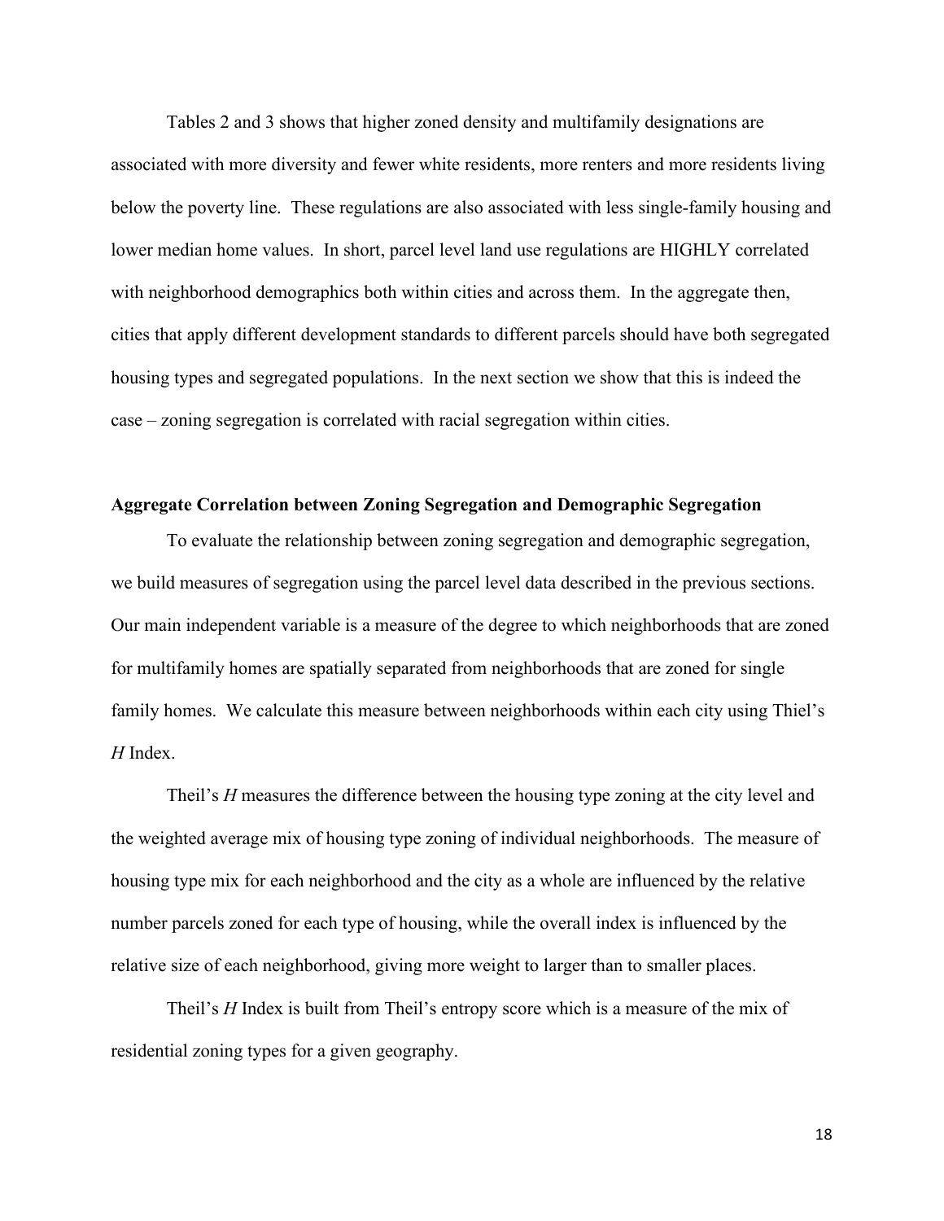Tables 2 and 3 shows that higher zoned density and multifamily designations are associated with more diversity and fewer white residents, more renters and more residents living below the poverty line. These regulations are also associated with less single-family housing and lower median home values. In short, parcel level land use regulations are HIGHLY correlated with neighborhood demographics both within cities and across them. In the aggregate then, cities that apply different development standards to different parcels should have both segregated housing types and segregated populations. In the next section we show that this is indeed the case – zoning segregation is correlated with racial segregation within cities.

### Aggregate Correlation between Zoning Segregation and Demographic Segregation

To evaluate the relationship between zoning segregation and demographic segregation, we build measures of segregation using the parcel level data described in the previous sections. Our main independent variable is a measure of the degree to which neighborhoods that are zoned for multifamily homes are spatially separated from neighborhoods that are zoned for single family homes. We calculate this measure between neighborhoods within each city using Thiel's *H* Index.

Theil's *H* measures the difference between the housing type zoning at the city level and the weighted average mix of housing type zoning of individual neighborhoods. The measure of housing type mix for each neighborhood and the city as a whole are influenced by the relative number parcels zoned for each type of housing, while the overall index is influenced by the relative size of each neighborhood, giving more weight to larger than to smaller places.

Theil's *H* Index is built from Theil's entropy score which is a measure of the mix of residential zoning types for a given geography.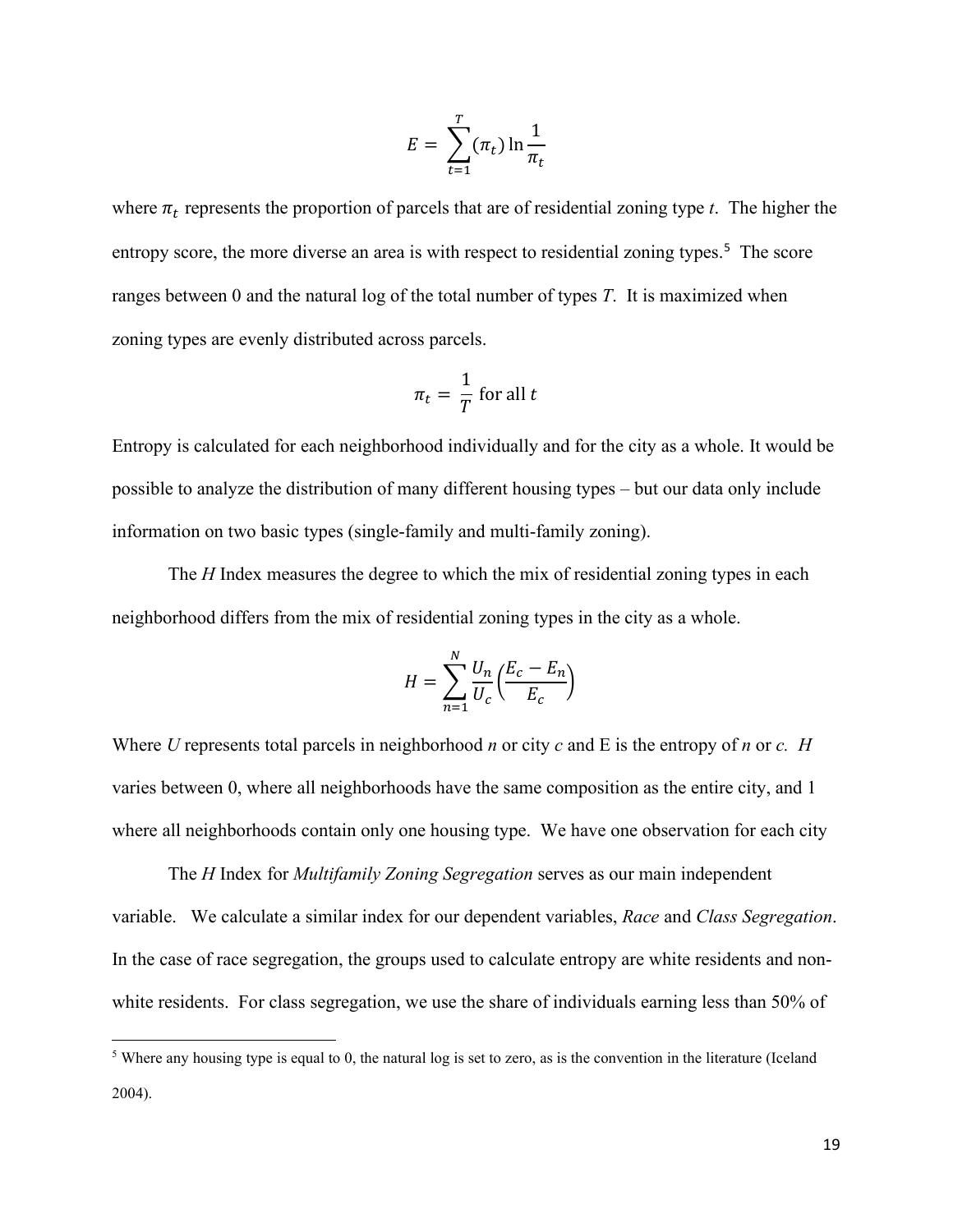$$E = \sum_{t=1}^{T} (\pi_t) \ln \frac{1}{\pi_t}$$

where $\pi_t$ represents the proportion of parcels that are of residential zoning type *t*. The higher the entropy score, the more diverse an area is with respect to residential zoning types.[5] The score ranges between 0 and the natural log of the total number of types *T*. It is maximized when zoning types are evenly distributed across parcels.

$$\pi_t = \frac{1}{T} \text{ for all } t$$

Entropy is calculated for each neighborhood individually and for the city as a whole. It would be possible to analyze the distribution of many different housing types – but our data only include information on two basic types (single-family and multi-family zoning).

The *H* Index measures the degree to which the mix of residential zoning types in each neighborhood differs from the mix of residential zoning types in the city as a whole.

$$H = \sum_{n=1}^{N} \frac{U_n}{U_c} \left( \frac{E_c - E_n}{E_c} \right)$$

Where *U* represents total parcels in neighborhood *n* or city *c* and E is the entropy of *n* or *c*. *H* varies between 0, where all neighborhoods have the same composition as the entire city, and 1 where all neighborhoods contain only one housing type. We have one observation for each city

The *H* Index for *Multifamily Zoning Segregation* serves as our main independent variable. We calculate a similar index for our dependent variables, *Race* and *Class Segregation*. In the case of race segregation, the groups used to calculate entropy are white residents and non-white residents. For class segregation, we use the share of individuals earning less than 50% of

---

[5] Where any housing type is equal to 0, the natural log is set to zero, as is the convention in the literature (Iceland 2004).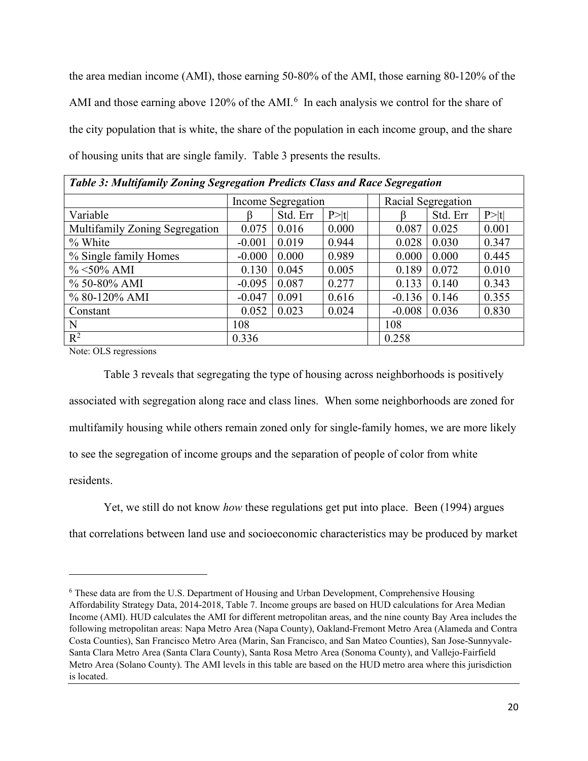the area median income (AMI), those earning 50-80% of the AMI, those earning 80-120% of the AMI and those earning above 120% of the AMI.[6] In each analysis we control for the share of the city population that is white, the share of the population in each income group, and the share of housing units that are single family. Table 3 presents the results.

***Table 3: Multifamily Zoning Segregation Predicts Class and Race Segregation***

| | Income Segregation | | | | Racial Segregation | | |
|---|---|---|---|---|---|---|---|
| Variable | β | Std. Err | P>\|t\| | | β | Std. Err | P>\|t\| |
| Multifamily Zoning Segregation | 0.075 | 0.016 | 0.000 | | 0.087 | 0.025 | 0.001 |
| % White | -0.001 | 0.019 | 0.944 | | 0.028 | 0.030 | 0.347 |
| % Single family Homes | -0.000 | 0.000 | 0.989 | | 0.000 | 0.000 | 0.445 |
| % <50% AMI | 0.130 | 0.045 | 0.005 | | 0.189 | 0.072 | 0.010 |
| % 50-80% AMI | -0.095 | 0.087 | 0.277 | | 0.133 | 0.140 | 0.343 |
| % 80-120% AMI | -0.047 | 0.091 | 0.616 | | -0.136 | 0.146 | 0.355 |
| Constant | 0.052 | 0.023 | 0.024 | | -0.008 | 0.036 | 0.830 |
| N | 108 | | | | 108 | | |
| $R^2$ | 0.336 | | | | 0.258 | | |

Note: OLS regressions

Table 3 reveals that segregating the type of housing across neighborhoods is positively associated with segregation along race and class lines. When some neighborhoods are zoned for multifamily housing while others remain zoned only for single-family homes, we are more likely to see the segregation of income groups and the separation of people of color from white residents.

Yet, we still do not know *how* these regulations get put into place. Been (1994) argues that correlations between land use and socioeconomic characteristics may be produced by market

[6] These data are from the U.S. Department of Housing and Urban Development, Comprehensive Housing Affordability Strategy Data, 2014-2018, Table 7. Income groups are based on HUD calculations for Area Median Income (AMI). HUD calculates the AMI for different metropolitan areas, and the nine county Bay Area includes the following metropolitan areas: Napa Metro Area (Napa County), Oakland-Fremont Metro Area (Alameda and Contra Costa Counties), San Francisco Metro Area (Marin, San Francisco, and San Mateo Counties), San Jose-Sunnyvale-Santa Clara Metro Area (Santa Clara County), Santa Rosa Metro Area (Sonoma County), and Vallejo-Fairfield Metro Area (Solano County). The AMI levels in this table are based on the HUD metro area where this jurisdiction is located.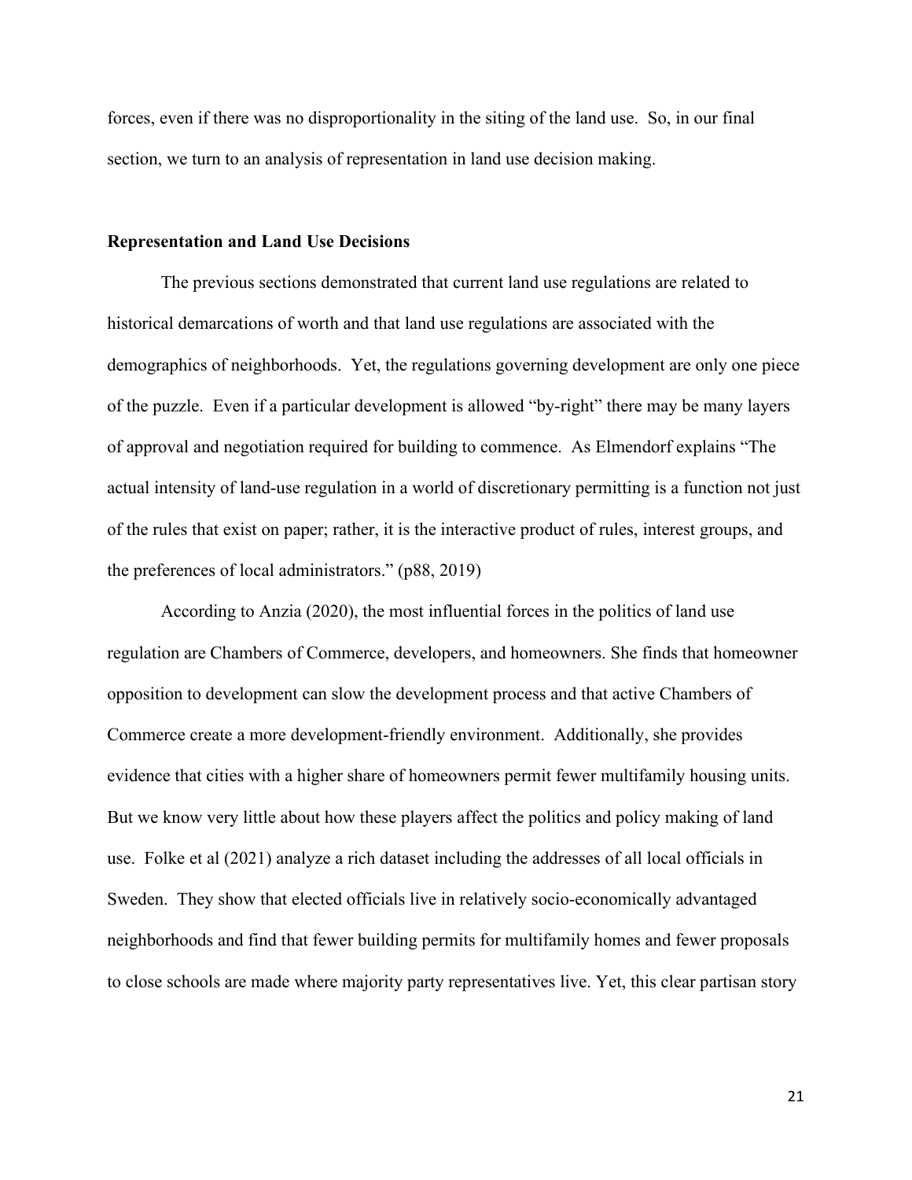forces, even if there was no disproportionality in the siting of the land use. So, in our final section, we turn to an analysis of representation in land use decision making.

## Representation and Land Use Decisions

The previous sections demonstrated that current land use regulations are related to historical demarcations of worth and that land use regulations are associated with the demographics of neighborhoods. Yet, the regulations governing development are only one piece of the puzzle. Even if a particular development is allowed "by-right" there may be many layers of approval and negotiation required for building to commence. As Elmendorf explains "The actual intensity of land-use regulation in a world of discretionary permitting is a function not just of the rules that exist on paper; rather, it is the interactive product of rules, interest groups, and the preferences of local administrators." (p88, 2019)

According to Anzia (2020), the most influential forces in the politics of land use regulation are Chambers of Commerce, developers, and homeowners. She finds that homeowner opposition to development can slow the development process and that active Chambers of Commerce create a more development-friendly environment. Additionally, she provides evidence that cities with a higher share of homeowners permit fewer multifamily housing units. But we know very little about how these players affect the politics and policy making of land use. Folke et al (2021) analyze a rich dataset including the addresses of all local officials in Sweden. They show that elected officials live in relatively socio-economically advantaged neighborhoods and find that fewer building permits for multifamily homes and fewer proposals to close schools are made where majority party representatives live. Yet, this clear partisan story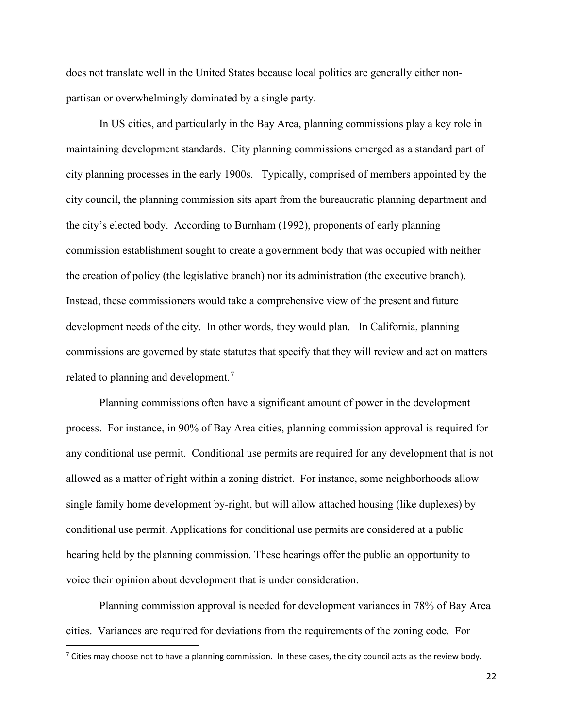does not translate well in the United States because local politics are generally either non-partisan or overwhelmingly dominated by a single party.

In US cities, and particularly in the Bay Area, planning commissions play a key role in maintaining development standards. City planning commissions emerged as a standard part of city planning processes in the early 1900s. Typically, comprised of members appointed by the city council, the planning commission sits apart from the bureaucratic planning department and the city's elected body. According to Burnham (1992), proponents of early planning commission establishment sought to create a government body that was occupied with neither the creation of policy (the legislative branch) nor its administration (the executive branch). Instead, these commissioners would take a comprehensive view of the present and future development needs of the city. In other words, they would plan. In California, planning commissions are governed by state statutes that specify that they will review and act on matters related to planning and development.[7]

Planning commissions often have a significant amount of power in the development process. For instance, in 90% of Bay Area cities, planning commission approval is required for any conditional use permit. Conditional use permits are required for any development that is not allowed as a matter of right within a zoning district. For instance, some neighborhoods allow single family home development by-right, but will allow attached housing (like duplexes) by conditional use permit. Applications for conditional use permits are considered at a public hearing held by the planning commission. These hearings offer the public an opportunity to voice their opinion about development that is under consideration.

Planning commission approval is needed for development variances in 78% of Bay Area cities. Variances are required for deviations from the requirements of the zoning code. For

---

[7] Cities may choose not to have a planning commission. In these cases, the city council acts as the review body.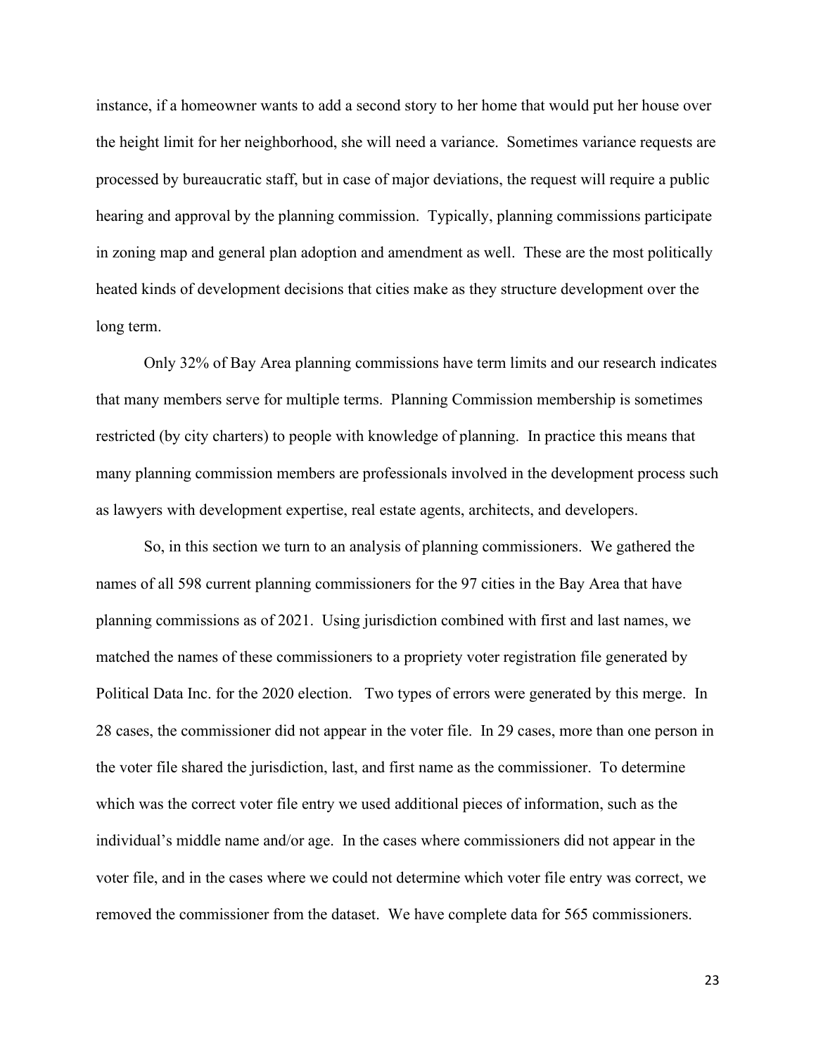instance, if a homeowner wants to add a second story to her home that would put her house over the height limit for her neighborhood, she will need a variance. Sometimes variance requests are processed by bureaucratic staff, but in case of major deviations, the request will require a public hearing and approval by the planning commission. Typically, planning commissions participate in zoning map and general plan adoption and amendment as well. These are the most politically heated kinds of development decisions that cities make as they structure development over the long term.

Only 32% of Bay Area planning commissions have term limits and our research indicates that many members serve for multiple terms. Planning Commission membership is sometimes restricted (by city charters) to people with knowledge of planning. In practice this means that many planning commission members are professionals involved in the development process such as lawyers with development expertise, real estate agents, architects, and developers.

So, in this section we turn to an analysis of planning commissioners. We gathered the names of all 598 current planning commissioners for the 97 cities in the Bay Area that have planning commissions as of 2021. Using jurisdiction combined with first and last names, we matched the names of these commissioners to a propriety voter registration file generated by Political Data Inc. for the 2020 election. Two types of errors were generated by this merge. In 28 cases, the commissioner did not appear in the voter file. In 29 cases, more than one person in the voter file shared the jurisdiction, last, and first name as the commissioner. To determine which was the correct voter file entry we used additional pieces of information, such as the individual's middle name and/or age. In the cases where commissioners did not appear in the voter file, and in the cases where we could not determine which voter file entry was correct, we removed the commissioner from the dataset. We have complete data for 565 commissioners.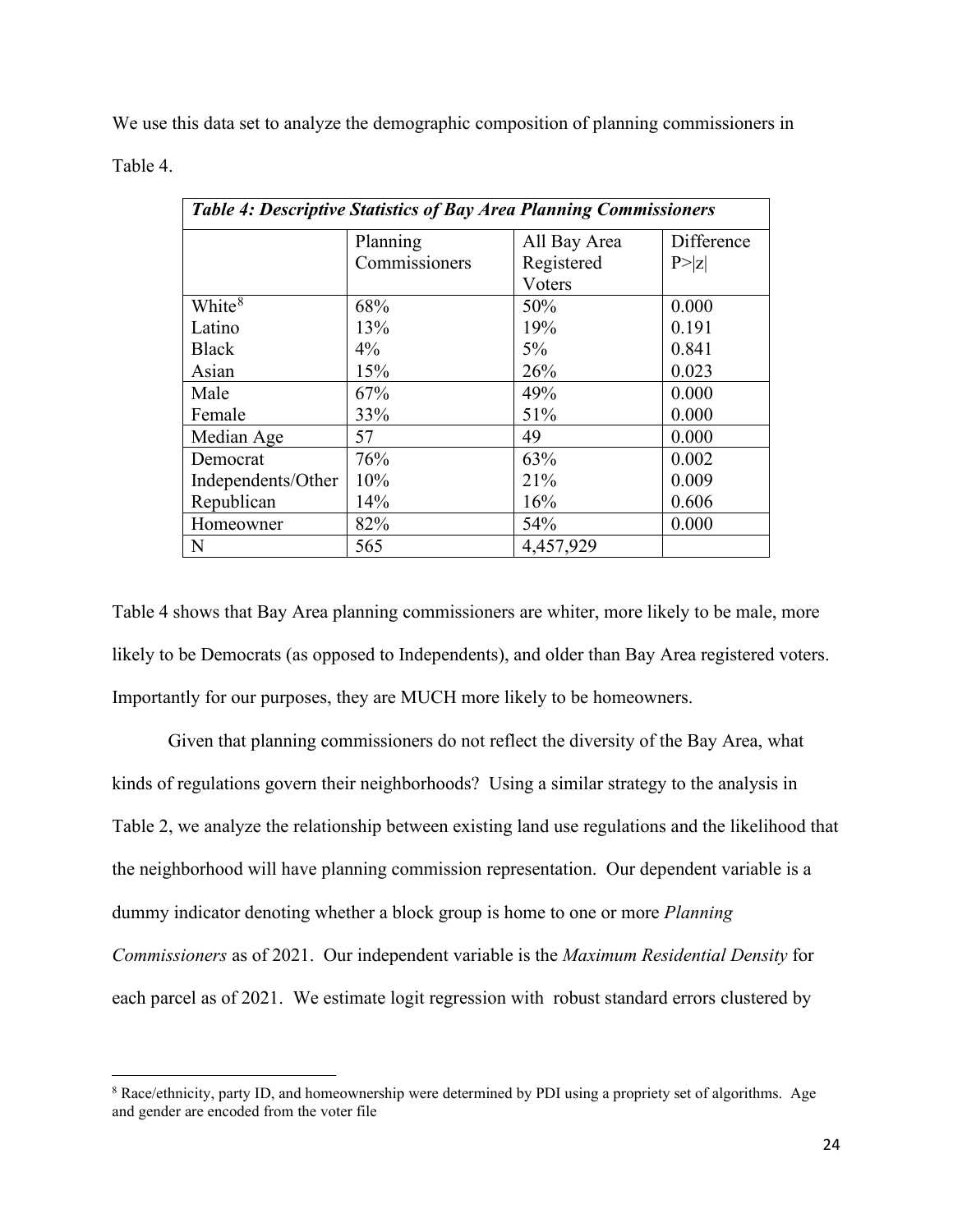We use this data set to analyze the demographic composition of planning commissioners in Table 4.

| *Table 4: Descriptive Statistics of Bay Area Planning Commissioners* | | | |
|---|---|---|---|
| | Planning Commissioners | All Bay Area Registered Voters | Difference P>\|z\| |
| White[8] | 68% | 50% | 0.000 |
| Latino | 13% | 19% | 0.191 |
| Black | 4% | 5% | 0.841 |
| Asian | 15% | 26% | 0.023 |
| Male | 67% | 49% | 0.000 |
| Female | 33% | 51% | 0.000 |
| Median Age | 57 | 49 | 0.000 |
| Democrat | 76% | 63% | 0.002 |
| Independents/Other | 10% | 21% | 0.009 |
| Republican | 14% | 16% | 0.606 |
| Homeowner | 82% | 54% | 0.000 |
| N | 565 | 4,457,929 | |

Table 4 shows that Bay Area planning commissioners are whiter, more likely to be male, more likely to be Democrats (as opposed to Independents), and older than Bay Area registered voters. Importantly for our purposes, they are MUCH more likely to be homeowners.

Given that planning commissioners do not reflect the diversity of the Bay Area, what kinds of regulations govern their neighborhoods? Using a similar strategy to the analysis in Table 2, we analyze the relationship between existing land use regulations and the likelihood that the neighborhood will have planning commission representation. Our dependent variable is a dummy indicator denoting whether a block group is home to one or more *Planning Commissioners* as of 2021. Our independent variable is the *Maximum Residential Density* for each parcel as of 2021. We estimate logit regression with robust standard errors clustered by

[8] Race/ethnicity, party ID, and homeownership were determined by PDI using a propriety set of algorithms. Age and gender are encoded from the voter file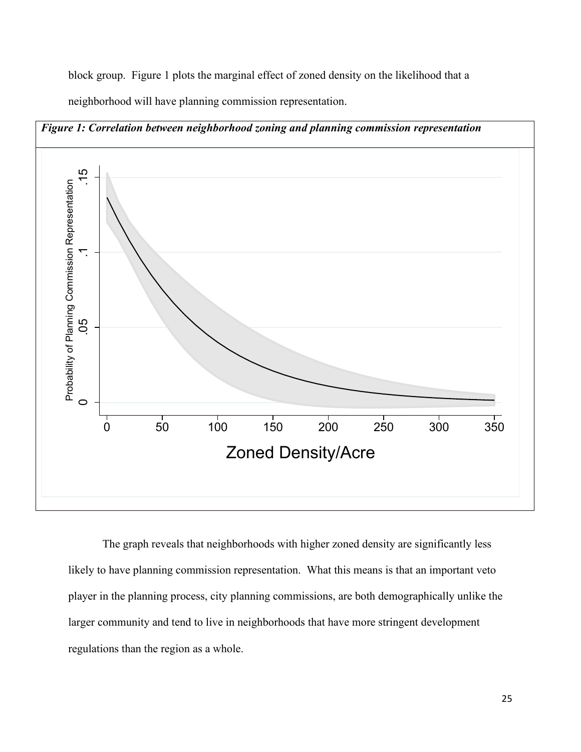block group. Figure 1 plots the marginal effect of zoned density on the likelihood that a neighborhood will have planning commission representation.

***Figure 1: Correlation between neighborhood zoning and planning commission representation***

The graph reveals that neighborhoods with higher zoned density are significantly less likely to have planning commission representation. What this means is that an important veto player in the planning process, city planning commissions, are both demographically unlike the larger community and tend to live in neighborhoods that have more stringent development regulations than the region as a whole.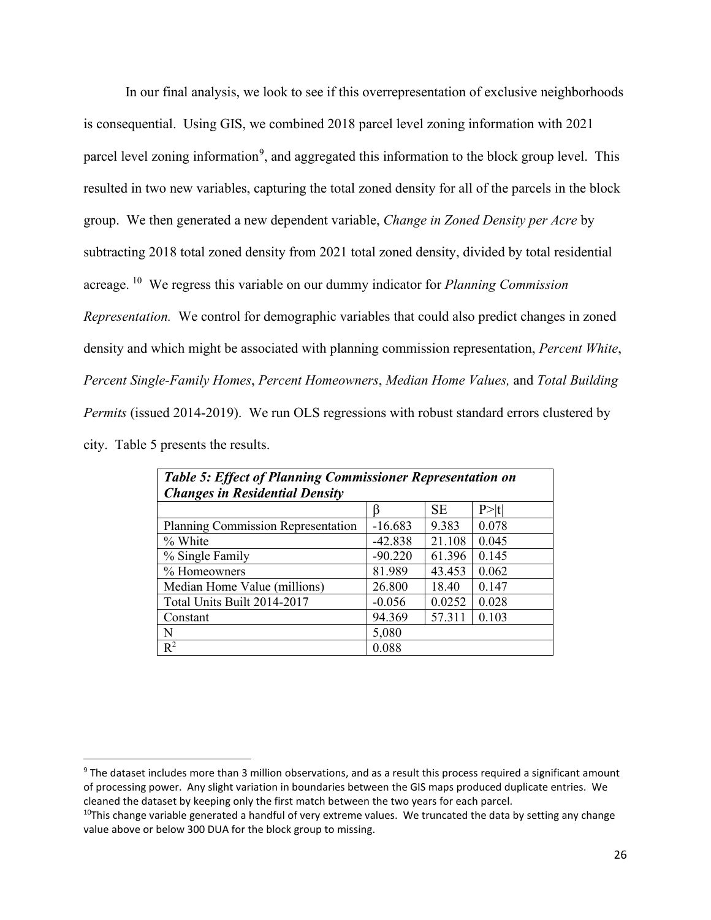In our final analysis, we look to see if this overrepresentation of exclusive neighborhoods is consequential. Using GIS, we combined 2018 parcel level zoning information with 2021 parcel level zoning information[9], and aggregated this information to the block group level. This resulted in two new variables, capturing the total zoned density for all of the parcels in the block group. We then generated a new dependent variable, *Change in Zoned Density per Acre* by subtracting 2018 total zoned density from 2021 total zoned density, divided by total residential acreage.[10] We regress this variable on our dummy indicator for *Planning Commission Representation.* We control for demographic variables that could also predict changes in zoned density and which might be associated with planning commission representation, *Percent White*, *Percent Single-Family Homes*, *Percent Homeowners*, *Median Home Values,* and *Total Building Permits* (issued 2014-2019). We run OLS regressions with robust standard errors clustered by city. Table 5 presents the results.

***Table 5: Effect of Planning Commissioner Representation on Changes in Residential Density***

| | β | SE | P>\|t\| |
|---|---|---|---|
| Planning Commission Representation | -16.683 | 9.383 | 0.078 |
| % White | -42.838 | 21.108 | 0.045 |
| % Single Family | -90.220 | 61.396 | 0.145 |
| % Homeowners | 81.989 | 43.453 | 0.062 |
| Median Home Value (millions) | 26.800 | 18.40 | 0.147 |
| Total Units Built 2014-2017 | -0.056 | 0.0252 | 0.028 |
| Constant | 94.369 | 57.311 | 0.103 |
| N | 5,080 | | |
| $R^2$ | 0.088 | | |

[9] The dataset includes more than 3 million observations, and as a result this process required a significant amount of processing power. Any slight variation in boundaries between the GIS maps produced duplicate entries. We cleaned the dataset by keeping only the first match between the two years for each parcel.

[10] This change variable generated a handful of very extreme values. We truncated the data by setting any change value above or below 300 DUA for the block group to missing.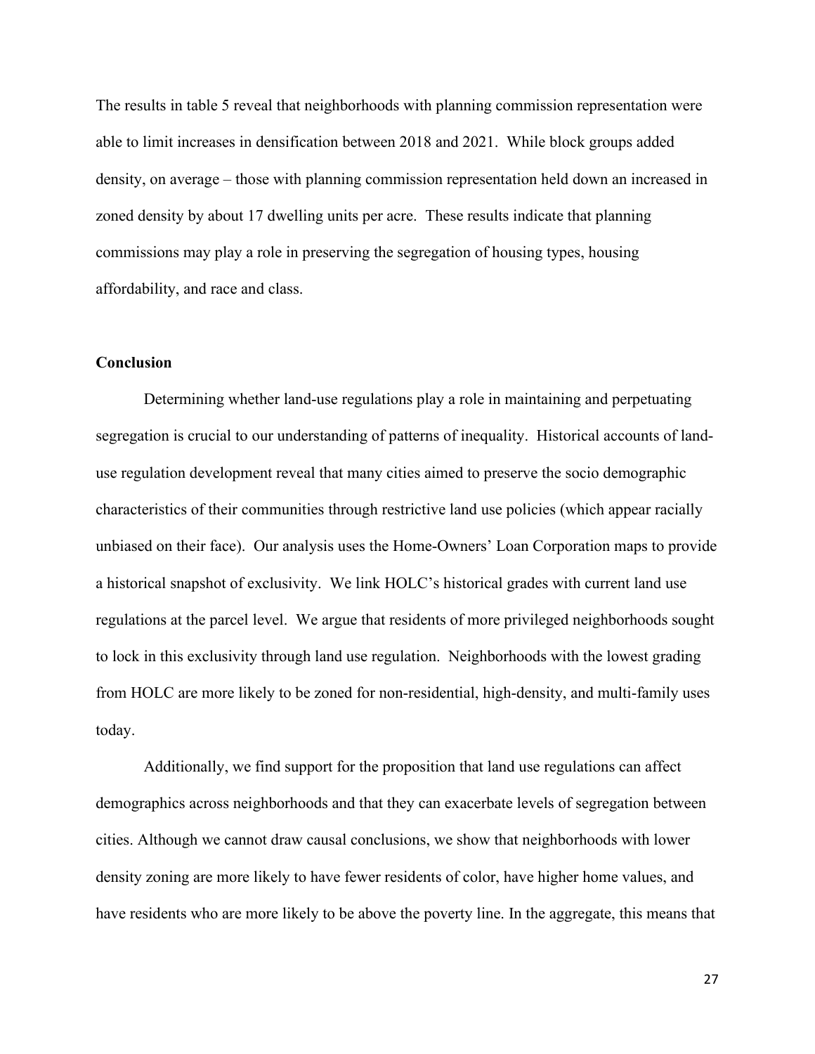The results in table 5 reveal that neighborhoods with planning commission representation were able to limit increases in densification between 2018 and 2021. While block groups added density, on average – those with planning commission representation held down an increased in zoned density by about 17 dwelling units per acre. These results indicate that planning commissions may play a role in preserving the segregation of housing types, housing affordability, and race and class.

**Conclusion**

Determining whether land-use regulations play a role in maintaining and perpetuating segregation is crucial to our understanding of patterns of inequality. Historical accounts of land-use regulation development reveal that many cities aimed to preserve the socio demographic characteristics of their communities through restrictive land use policies (which appear racially unbiased on their face). Our analysis uses the Home-Owners' Loan Corporation maps to provide a historical snapshot of exclusivity. We link HOLC's historical grades with current land use regulations at the parcel level. We argue that residents of more privileged neighborhoods sought to lock in this exclusivity through land use regulation. Neighborhoods with the lowest grading from HOLC are more likely to be zoned for non-residential, high-density, and multi-family uses today.

Additionally, we find support for the proposition that land use regulations can affect demographics across neighborhoods and that they can exacerbate levels of segregation between cities. Although we cannot draw causal conclusions, we show that neighborhoods with lower density zoning are more likely to have fewer residents of color, have higher home values, and have residents who are more likely to be above the poverty line. In the aggregate, this means that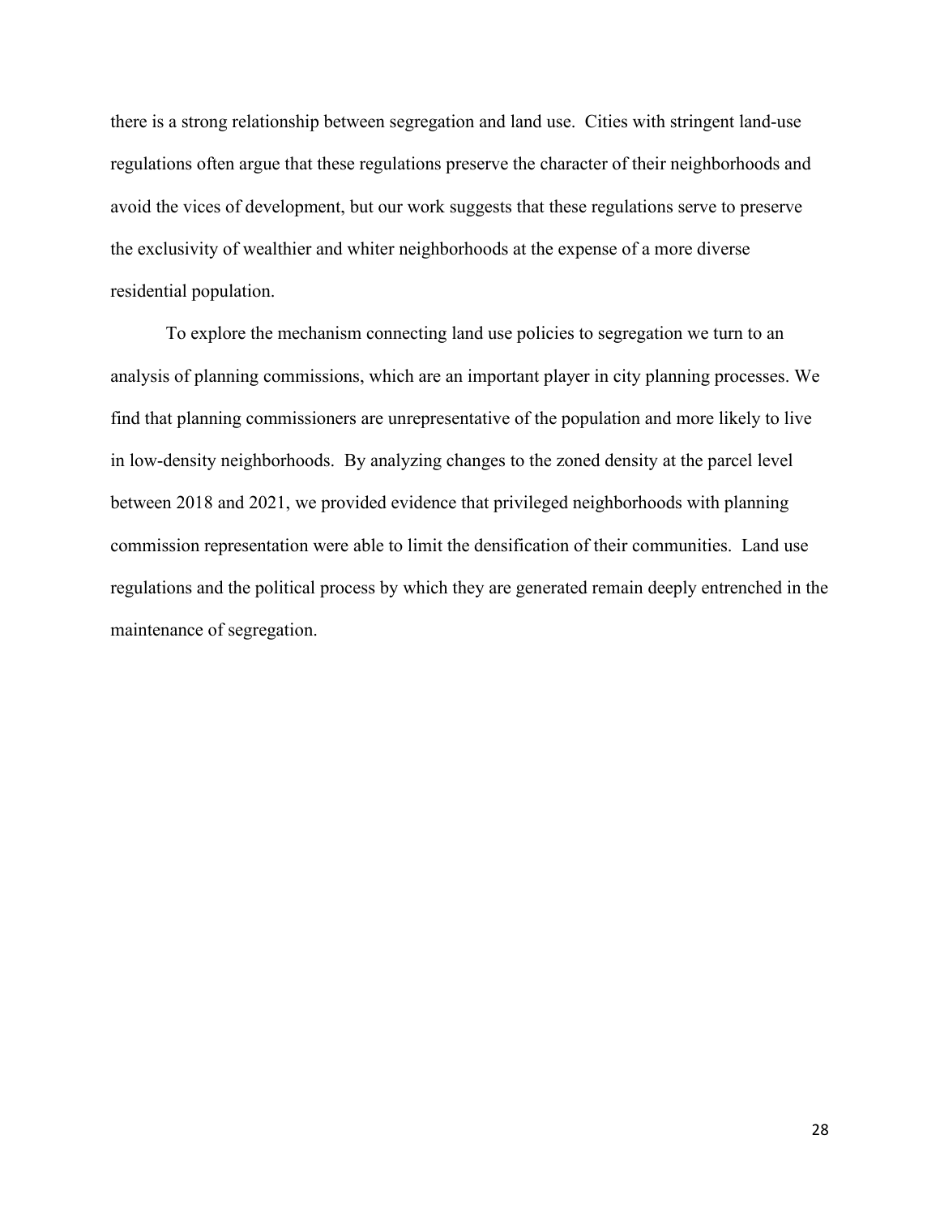there is a strong relationship between segregation and land use. Cities with stringent land-use regulations often argue that these regulations preserve the character of their neighborhoods and avoid the vices of development, but our work suggests that these regulations serve to preserve the exclusivity of wealthier and whiter neighborhoods at the expense of a more diverse residential population.

To explore the mechanism connecting land use policies to segregation we turn to an analysis of planning commissions, which are an important player in city planning processes. We find that planning commissioners are unrepresentative of the population and more likely to live in low-density neighborhoods. By analyzing changes to the zoned density at the parcel level between 2018 and 2021, we provided evidence that privileged neighborhoods with planning commission representation were able to limit the densification of their communities. Land use regulations and the political process by which they are generated remain deeply entrenched in the maintenance of segregation.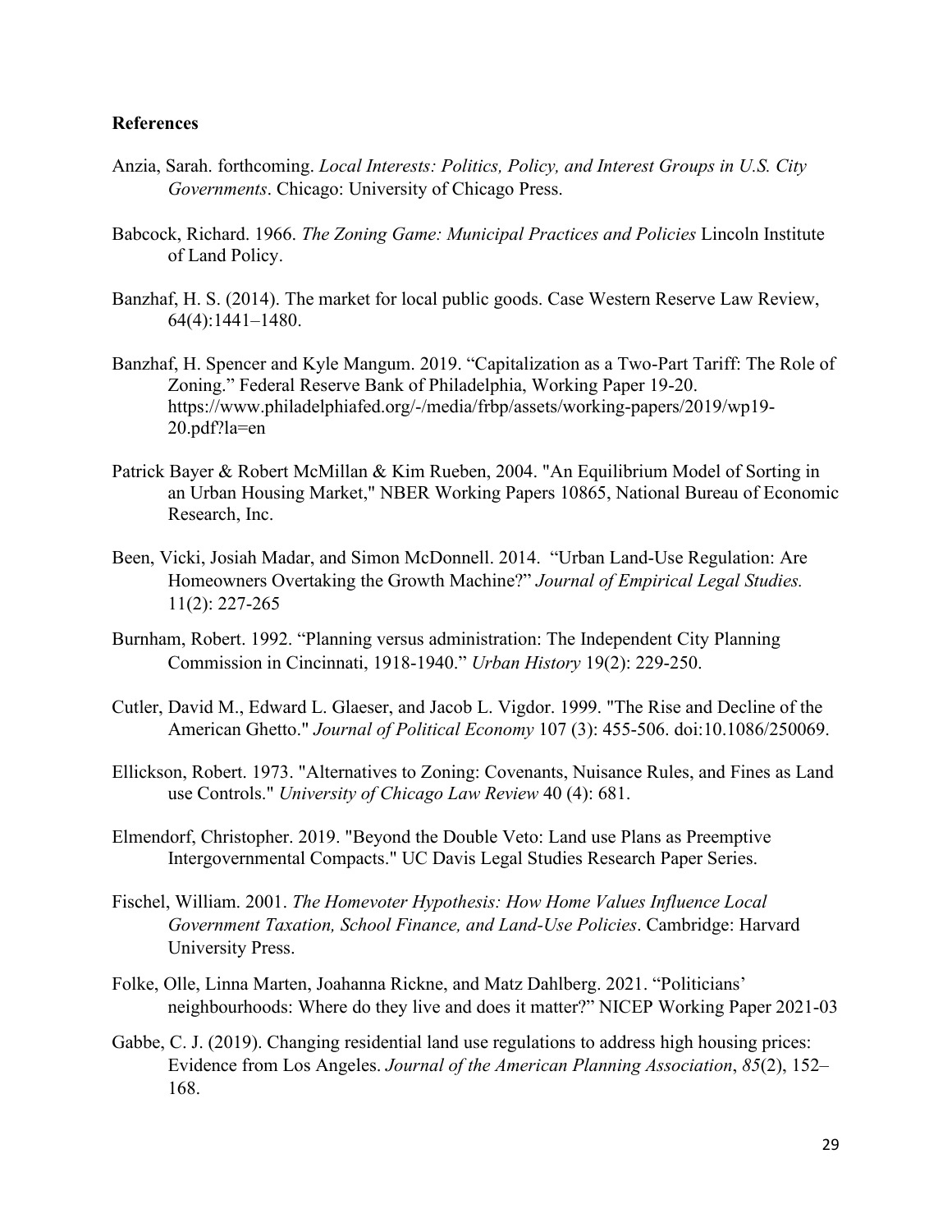**References**

Anzia, Sarah. forthcoming. *Local Interests: Politics, Policy, and Interest Groups in U.S. City Governments*. Chicago: University of Chicago Press.

Babcock, Richard. 1966. *The Zoning Game: Municipal Practices and Policies* Lincoln Institute of Land Policy.

Banzhaf, H. S. (2014). The market for local public goods. Case Western Reserve Law Review, 64(4):1441–1480.

Banzhaf, H. Spencer and Kyle Mangum. 2019. "Capitalization as a Two-Part Tariff: The Role of Zoning." Federal Reserve Bank of Philadelphia, Working Paper 19-20. https://www.philadelphiafed.org/-/media/frbp/assets/working-papers/2019/wp19-20.pdf?la=en

Patrick Bayer & Robert McMillan & Kim Rueben, 2004. "An Equilibrium Model of Sorting in an Urban Housing Market," NBER Working Papers 10865, National Bureau of Economic Research, Inc.

Been, Vicki, Josiah Madar, and Simon McDonnell. 2014. "Urban Land-Use Regulation: Are Homeowners Overtaking the Growth Machine?" *Journal of Empirical Legal Studies.* 11(2): 227-265

Burnham, Robert. 1992. "Planning versus administration: The Independent City Planning Commission in Cincinnati, 1918-1940." *Urban History* 19(2): 229-250.

Cutler, David M., Edward L. Glaeser, and Jacob L. Vigdor. 1999. "The Rise and Decline of the American Ghetto." *Journal of Political Economy* 107 (3): 455-506. doi:10.1086/250069.

Ellickson, Robert. 1973. "Alternatives to Zoning: Covenants, Nuisance Rules, and Fines as Land use Controls." *University of Chicago Law Review* 40 (4): 681.

Elmendorf, Christopher. 2019. "Beyond the Double Veto: Land use Plans as Preemptive Intergovernmental Compacts." UC Davis Legal Studies Research Paper Series.

Fischel, William. 2001. *The Homevoter Hypothesis: How Home Values Influence Local Government Taxation, School Finance, and Land-Use Policies*. Cambridge: Harvard University Press.

Folke, Olle, Linna Marten, Joahanna Rickne, and Matz Dahlberg. 2021. "Politicians' neighbourhoods: Where do they live and does it matter?" NICEP Working Paper 2021-03

Gabbe, C. J. (2019). Changing residential land use regulations to address high housing prices: Evidence from Los Angeles. *Journal of the American Planning Association*, *85*(2), 152–168.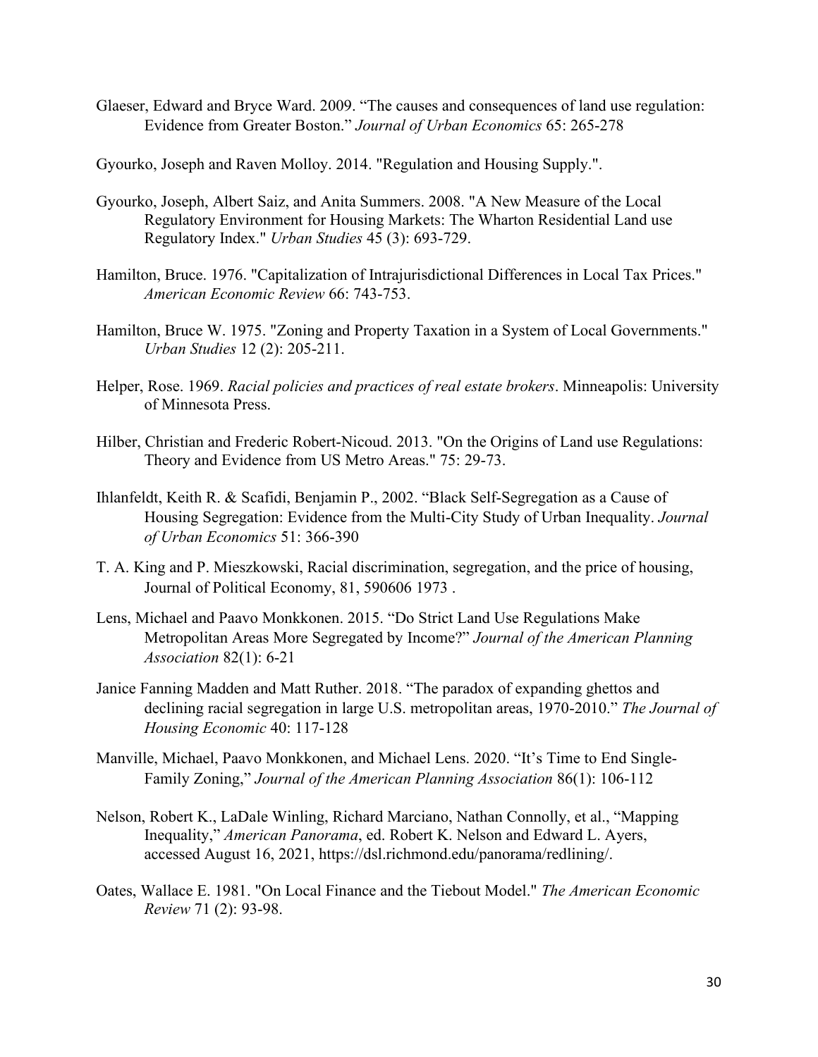Glaeser, Edward and Bryce Ward. 2009. "The causes and consequences of land use regulation: Evidence from Greater Boston." *Journal of Urban Economics* 65: 265-278

Gyourko, Joseph and Raven Molloy. 2014. "Regulation and Housing Supply.".

Gyourko, Joseph, Albert Saiz, and Anita Summers. 2008. "A New Measure of the Local Regulatory Environment for Housing Markets: The Wharton Residential Land use Regulatory Index." *Urban Studies* 45 (3): 693-729.

Hamilton, Bruce. 1976. "Capitalization of Intrajurisdictional Differences in Local Tax Prices." *American Economic Review* 66: 743-753.

Hamilton, Bruce W. 1975. "Zoning and Property Taxation in a System of Local Governments." *Urban Studies* 12 (2): 205-211.

Helper, Rose. 1969. *Racial policies and practices of real estate brokers*. Minneapolis: University of Minnesota Press.

Hilber, Christian and Frederic Robert-Nicoud. 2013. "On the Origins of Land use Regulations: Theory and Evidence from US Metro Areas." 75: 29-73.

Ihlanfeldt, Keith R. & Scafidi, Benjamin P., 2002. "Black Self-Segregation as a Cause of Housing Segregation: Evidence from the Multi-City Study of Urban Inequality. *Journal of Urban Economics* 51: 366-390

T. A. King and P. Mieszkowski, Racial discrimination, segregation, and the price of housing, Journal of Political Economy, 81, 590606 1973 .

Lens, Michael and Paavo Monkkonen. 2015. "Do Strict Land Use Regulations Make Metropolitan Areas More Segregated by Income?" *Journal of the American Planning Association* 82(1): 6-21

Janice Fanning Madden and Matt Ruther. 2018. "The paradox of expanding ghettos and declining racial segregation in large U.S. metropolitan areas, 1970-2010." *The Journal of Housing Economic* 40: 117-128

Manville, Michael, Paavo Monkkonen, and Michael Lens. 2020. "It's Time to End Single-Family Zoning," *Journal of the American Planning Association* 86(1): 106-112

Nelson, Robert K., LaDale Winling, Richard Marciano, Nathan Connolly, et al., "Mapping Inequality," *American Panorama*, ed. Robert K. Nelson and Edward L. Ayers, accessed August 16, 2021, https://dsl.richmond.edu/panorama/redlining/.

Oates, Wallace E. 1981. "On Local Finance and the Tiebout Model." *The American Economic Review* 71 (2): 93-98.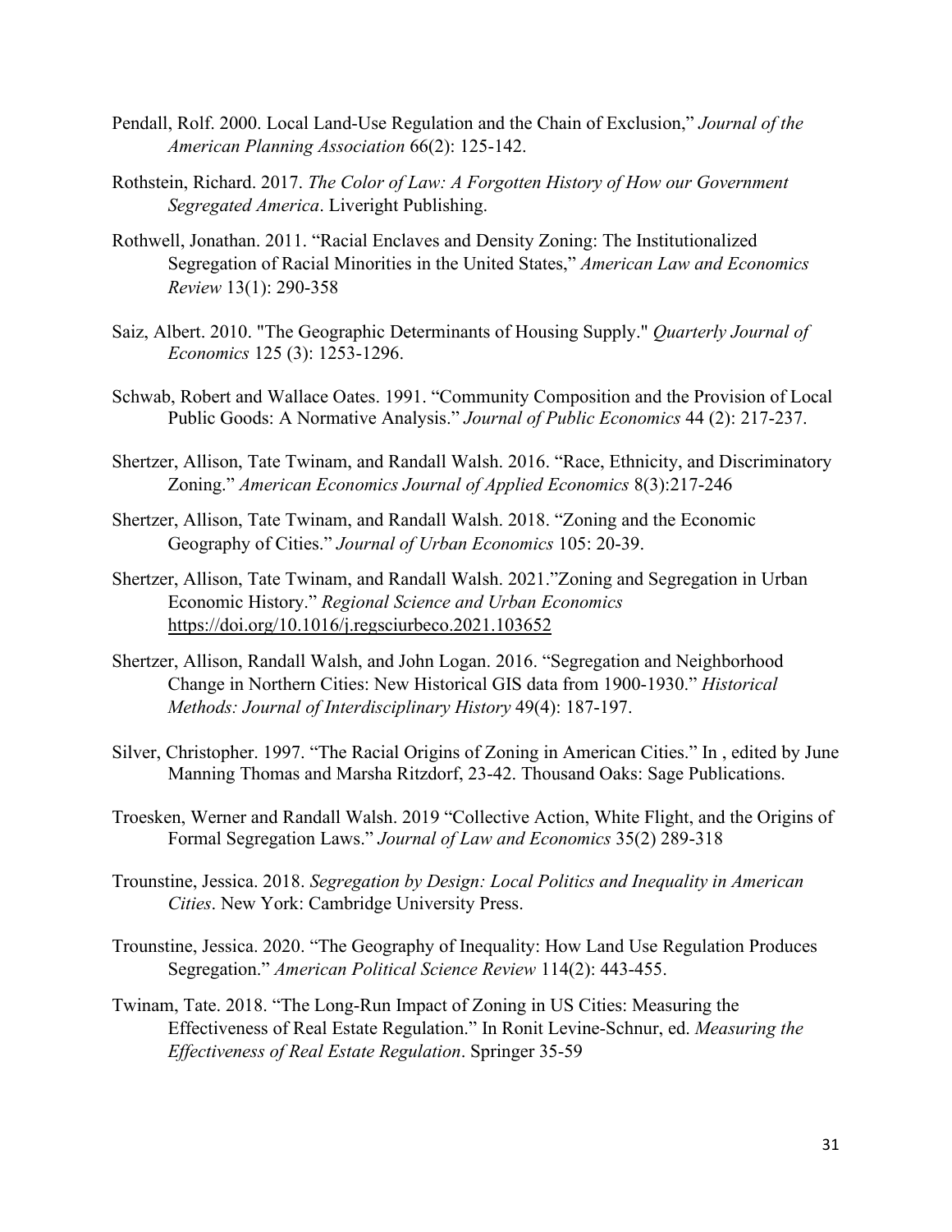Pendall, Rolf. 2000. Local Land-Use Regulation and the Chain of Exclusion," *Journal of the American Planning Association* 66(2): 125-142.

Rothstein, Richard. 2017. *The Color of Law: A Forgotten History of How our Government Segregated America*. Liveright Publishing.

Rothwell, Jonathan. 2011. "Racial Enclaves and Density Zoning: The Institutionalized Segregation of Racial Minorities in the United States," *American Law and Economics Review* 13(1): 290-358

Saiz, Albert. 2010. "The Geographic Determinants of Housing Supply." *Quarterly Journal of Economics* 125 (3): 1253-1296.

Schwab, Robert and Wallace Oates. 1991. "Community Composition and the Provision of Local Public Goods: A Normative Analysis." *Journal of Public Economics* 44 (2): 217-237.

Shertzer, Allison, Tate Twinam, and Randall Walsh. 2016. "Race, Ethnicity, and Discriminatory Zoning." *American Economics Journal of Applied Economics* 8(3):217-246

Shertzer, Allison, Tate Twinam, and Randall Walsh. 2018. "Zoning and the Economic Geography of Cities." *Journal of Urban Economics* 105: 20-39.

Shertzer, Allison, Tate Twinam, and Randall Walsh. 2021."Zoning and Segregation in Urban Economic History." *Regional Science and Urban Economics* https://doi.org/10.1016/j.regsciurbeco.2021.103652

Shertzer, Allison, Randall Walsh, and John Logan. 2016. "Segregation and Neighborhood Change in Northern Cities: New Historical GIS data from 1900-1930." *Historical Methods: Journal of Interdisciplinary History* 49(4): 187-197.

Silver, Christopher. 1997. "The Racial Origins of Zoning in American Cities." In , edited by June Manning Thomas and Marsha Ritzdorf, 23-42. Thousand Oaks: Sage Publications.

Troesken, Werner and Randall Walsh. 2019 "Collective Action, White Flight, and the Origins of Formal Segregation Laws." *Journal of Law and Economics* 35(2) 289-318

Trounstine, Jessica. 2018. *Segregation by Design: Local Politics and Inequality in American Cities*. New York: Cambridge University Press.

Trounstine, Jessica. 2020. "The Geography of Inequality: How Land Use Regulation Produces Segregation." *American Political Science Review* 114(2): 443-455.

Twinam, Tate. 2018. "The Long-Run Impact of Zoning in US Cities: Measuring the Effectiveness of Real Estate Regulation." In Ronit Levine-Schnur, ed. *Measuring the Effectiveness of Real Estate Regulation*. Springer 35-59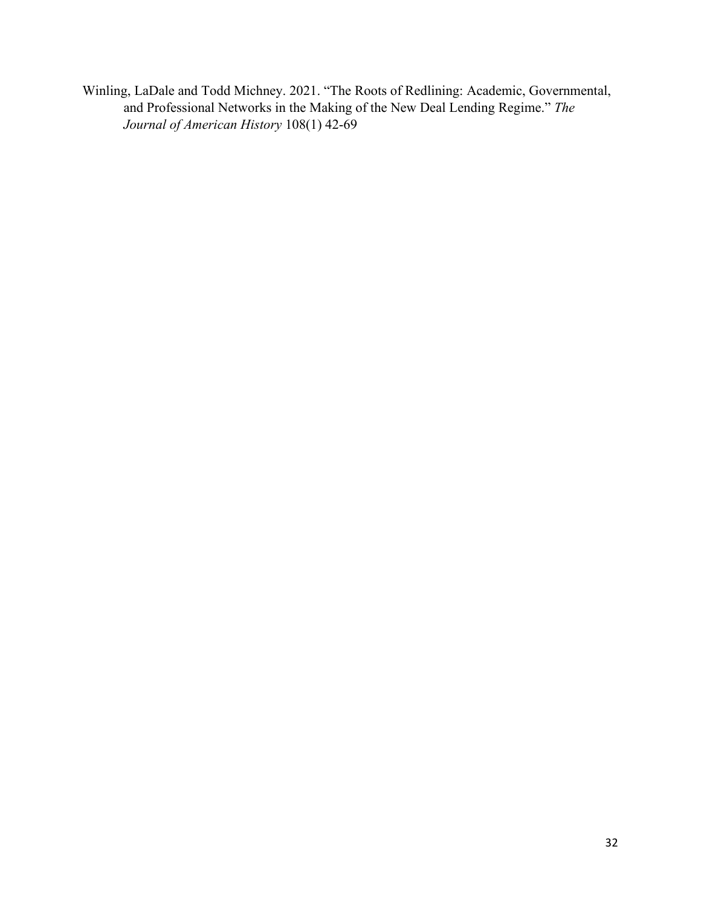Winling, LaDale and Todd Michney. 2021. "The Roots of Redlining: Academic, Governmental, and Professional Networks in the Making of the New Deal Lending Regime." *The Journal of American History* 108(1) 42-69